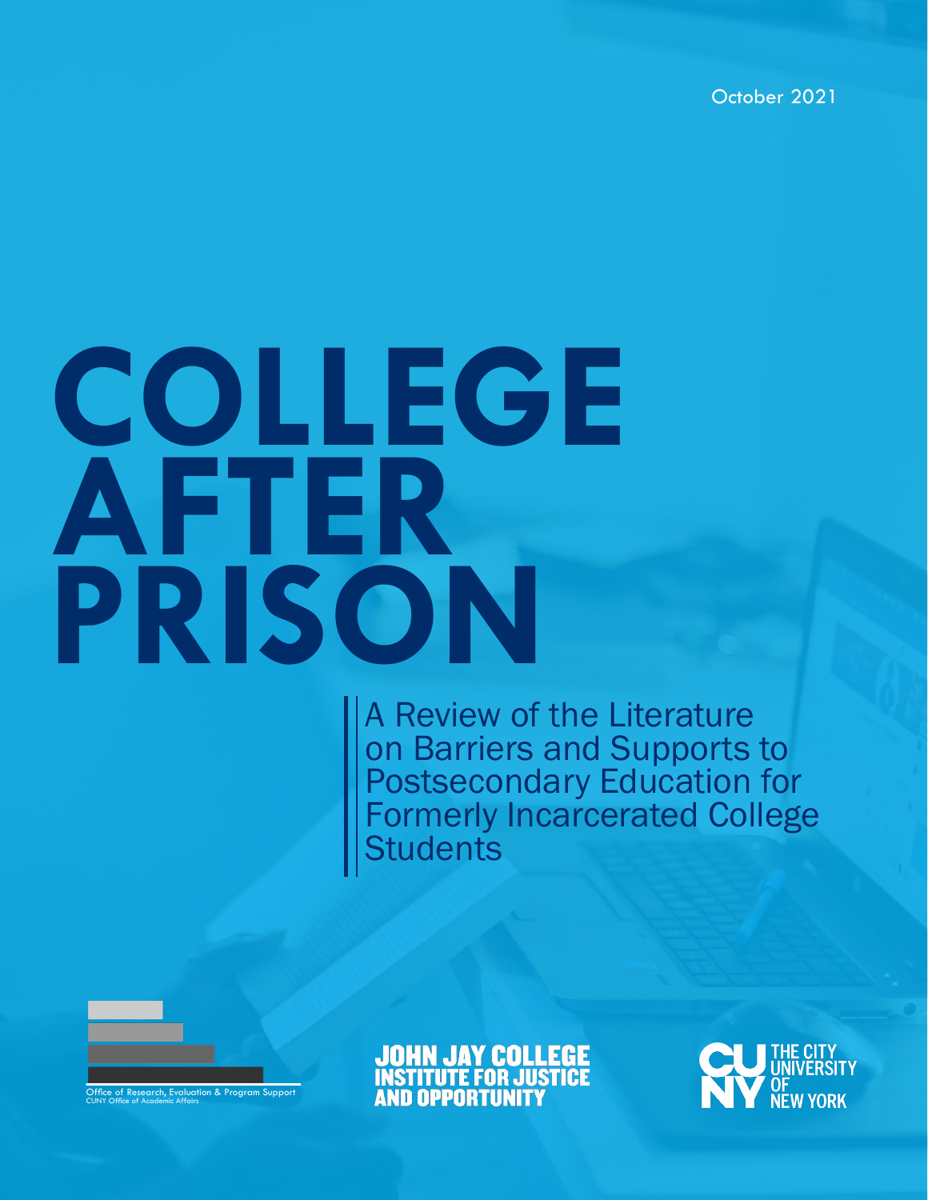October 2021

# COLLEGE AFTER PRISON

A Review of the Literature on Barriers and Supports to Postsecondary Education for Formerly Incarcerated College Students

Office of Research, Evaluation & Program Support
CUNY Office of Academic Affairs

JOHN JAY COLLEGE INSTITUTE FOR JUSTICE AND OPPORTUNITY

THE CITY UNIVERSITY OF NEW YORK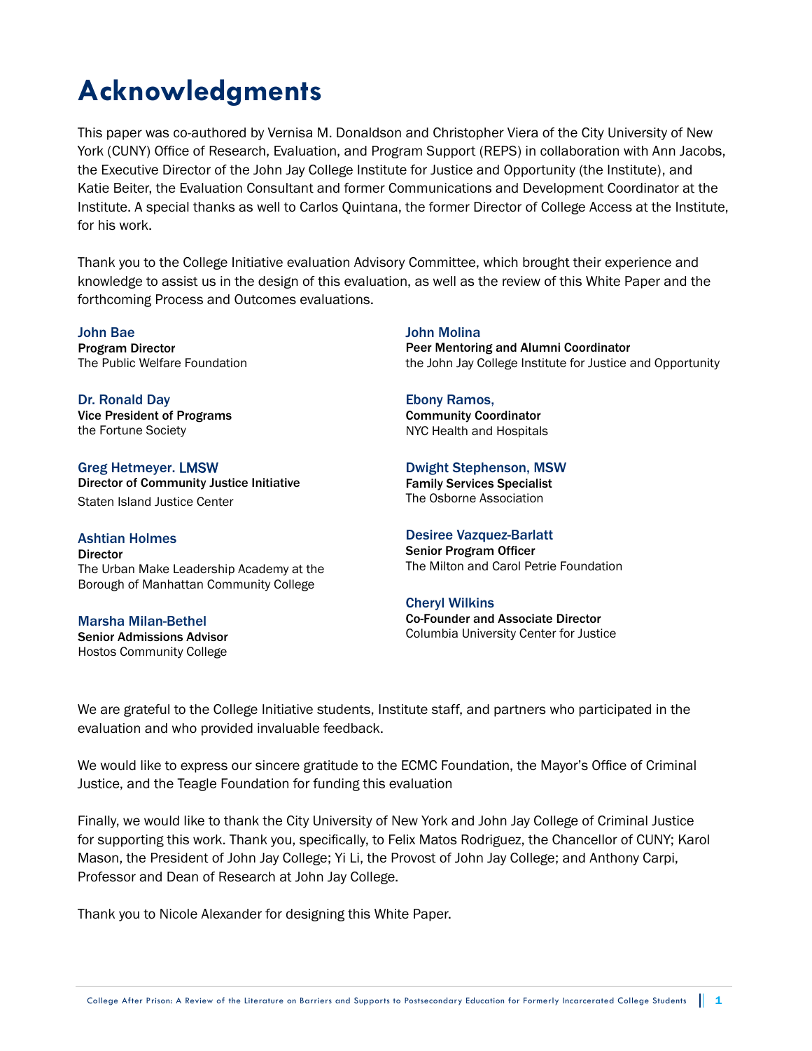# Acknowledgments

This paper was co-authored by Vernisa M. Donaldson and Christopher Viera of the City University of New York (CUNY) Office of Research, Evaluation, and Program Support (REPS) in collaboration with Ann Jacobs, the Executive Director of the John Jay College Institute for Justice and Opportunity (the Institute), and Katie Beiter, the Evaluation Consultant and former Communications and Development Coordinator at the Institute. A special thanks as well to Carlos Quintana, the former Director of College Access at the Institute, for his work.

Thank you to the College Initiative evaluation Advisory Committee, which brought their experience and knowledge to assist us in the design of this evaluation, as well as the review of this White Paper and the forthcoming Process and Outcomes evaluations.

**John Bae**
**Program Director**
The Public Welfare Foundation

**Dr. Ronald Day**
**Vice President of Programs**
the Fortune Society

**Greg Hetmeyer. LMSW**
**Director of Community Justice Initiative**
Staten Island Justice Center

**Ashtian Holmes**
**Director**
The Urban Make Leadership Academy at the Borough of Manhattan Community College

**Marsha Milan-Bethel**
**Senior Admissions Advisor**
Hostos Community College

**John Molina**
**Peer Mentoring and Alumni Coordinator**
the John Jay College Institute for Justice and Opportunity

**Ebony Ramos,**
**Community Coordinator**
NYC Health and Hospitals

**Dwight Stephenson, MSW**
**Family Services Specialist**
The Osborne Association

**Desiree Vazquez-Barlatt**
**Senior Program Officer**
The Milton and Carol Petrie Foundation

**Cheryl Wilkins**
**Co-Founder and Associate Director**
Columbia University Center for Justice

We are grateful to the College Initiative students, Institute staff, and partners who participated in the evaluation and who provided invaluable feedback.

We would like to express our sincere gratitude to the ECMC Foundation, the Mayor's Office of Criminal Justice, and the Teagle Foundation for funding this evaluation

Finally, we would like to thank the City University of New York and John Jay College of Criminal Justice for supporting this work. Thank you, specifically, to Felix Matos Rodriguez, the Chancellor of CUNY; Karol Mason, the President of John Jay College; Yi Li, the Provost of John Jay College; and Anthony Carpi, Professor and Dean of Research at John Jay College.

Thank you to Nicole Alexander for designing this White Paper.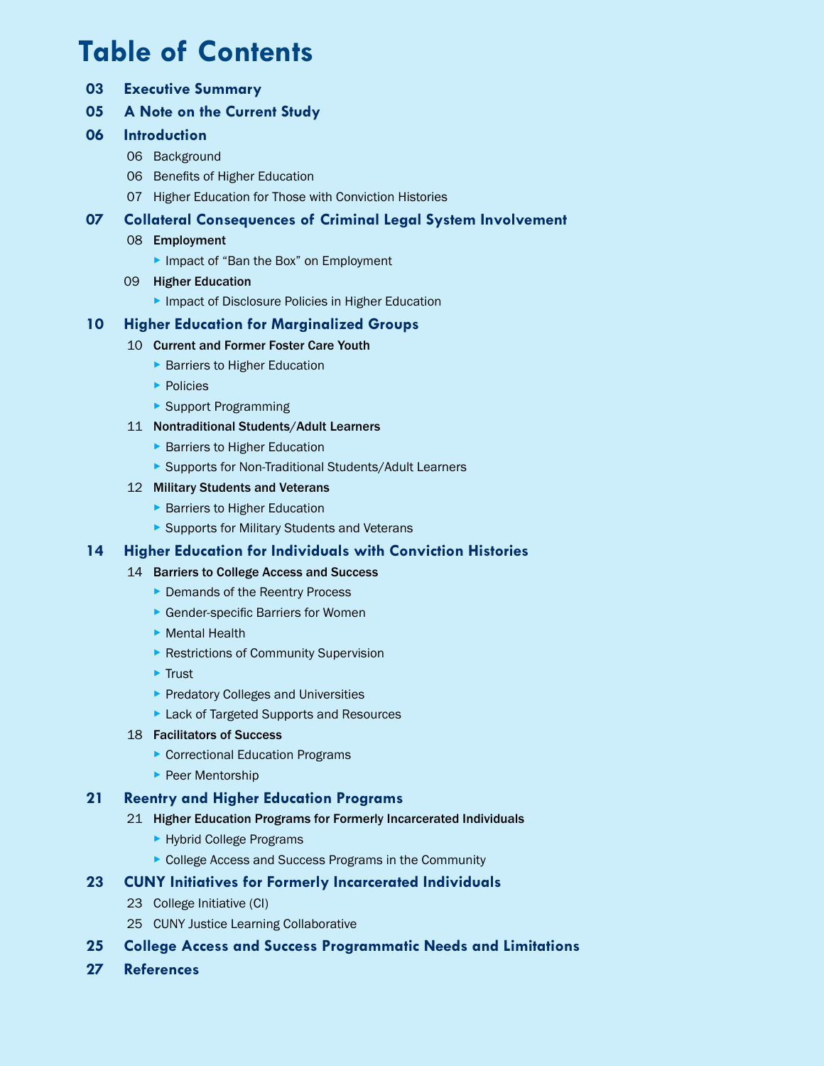# Table of Contents

- **03 Executive Summary**
- **05 A Note on the Current Study**
- **06 Introduction**
  - 06 Background
  - 06 Benefits of Higher Education
  - 07 Higher Education for Those with Conviction Histories
- **07 Collateral Consequences of Criminal Legal System Involvement**
  - 08 **Employment**
    - Impact of "Ban the Box" on Employment
  - 09 **Higher Education**
    - Impact of Disclosure Policies in Higher Education
- **10 Higher Education for Marginalized Groups**
  - 10 **Current and Former Foster Care Youth**
    - Barriers to Higher Education
    - Policies
    - Support Programming
  - 11 **Nontraditional Students/Adult Learners**
    - Barriers to Higher Education
    - Supports for Non-Traditional Students/Adult Learners
  - 12 **Military Students and Veterans**
    - Barriers to Higher Education
    - Supports for Military Students and Veterans
- **14 Higher Education for Individuals with Conviction Histories**
  - 14 **Barriers to College Access and Success**
    - Demands of the Reentry Process
    - Gender-specific Barriers for Women
    - Mental Health
    - Restrictions of Community Supervision
    - Trust
    - Predatory Colleges and Universities
    - Lack of Targeted Supports and Resources
  - 18 **Facilitators of Success**
    - Correctional Education Programs
    - Peer Mentorship
- **21 Reentry and Higher Education Programs**
  - 21 **Higher Education Programs for Formerly Incarcerated Individuals**
    - Hybrid College Programs
    - College Access and Success Programs in the Community
- **23 CUNY Initiatives for Formerly Incarcerated Individuals**
  - 23 College Initiative (CI)
  - 25 CUNY Justice Learning Collaborative
- **25 College Access and Success Programmatic Needs and Limitations**
- **27 References**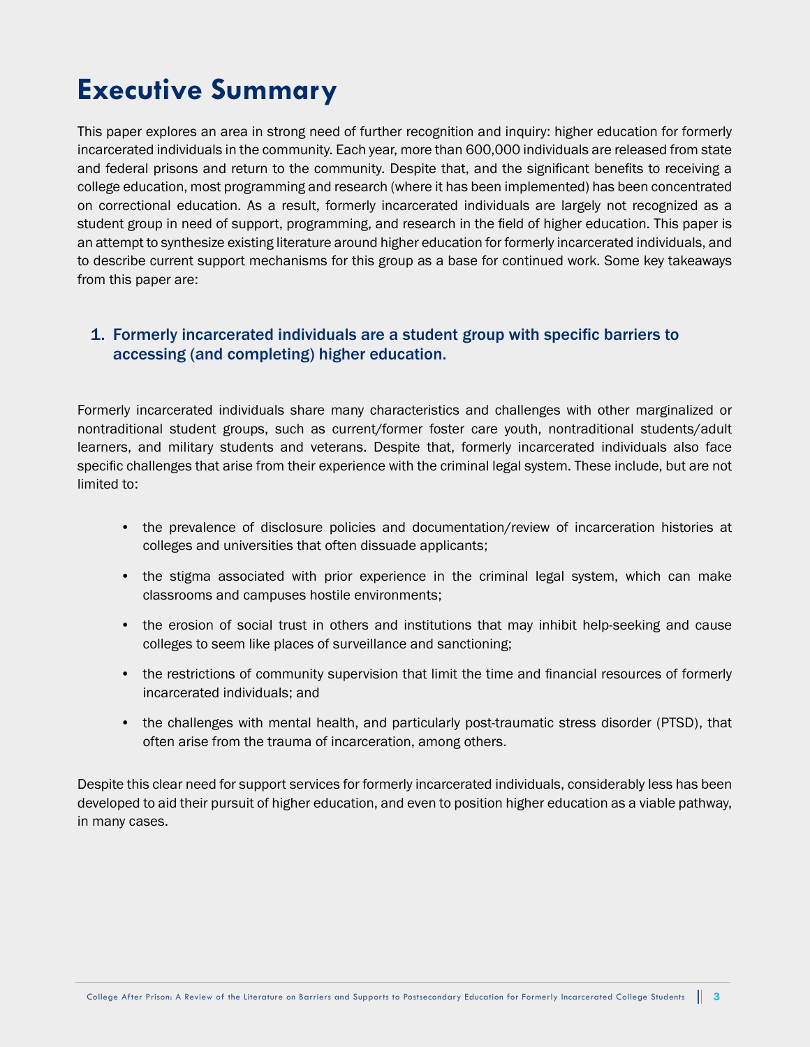# Executive Summary

This paper explores an area in strong need of further recognition and inquiry: higher education for formerly incarcerated individuals in the community. Each year, more than 600,000 individuals are released from state and federal prisons and return to the community. Despite that, and the significant benefits to receiving a college education, most programming and research (where it has been implemented) has been concentrated on correctional education. As a result, formerly incarcerated individuals are largely not recognized as a student group in need of support, programming, and research in the field of higher education. This paper is an attempt to synthesize existing literature around higher education for formerly incarcerated individuals, and to describe current support mechanisms for this group as a base for continued work. Some key takeaways from this paper are:

### 1. Formerly incarcerated individuals are a student group with specific barriers to accessing (and completing) higher education.

Formerly incarcerated individuals share many characteristics and challenges with other marginalized or nontraditional student groups, such as current/former foster care youth, nontraditional students/adult learners, and military students and veterans. Despite that, formerly incarcerated individuals also face specific challenges that arise from their experience with the criminal legal system. These include, but are not limited to:

- the prevalence of disclosure policies and documentation/review of incarceration histories at colleges and universities that often dissuade applicants;
- the stigma associated with prior experience in the criminal legal system, which can make classrooms and campuses hostile environments;
- the erosion of social trust in others and institutions that may inhibit help-seeking and cause colleges to seem like places of surveillance and sanctioning;
- the restrictions of community supervision that limit the time and financial resources of formerly incarcerated individuals; and
- the challenges with mental health, and particularly post-traumatic stress disorder (PTSD), that often arise from the trauma of incarceration, among others.

Despite this clear need for support services for formerly incarcerated individuals, considerably less has been developed to aid their pursuit of higher education, and even to position higher education as a viable pathway, in many cases.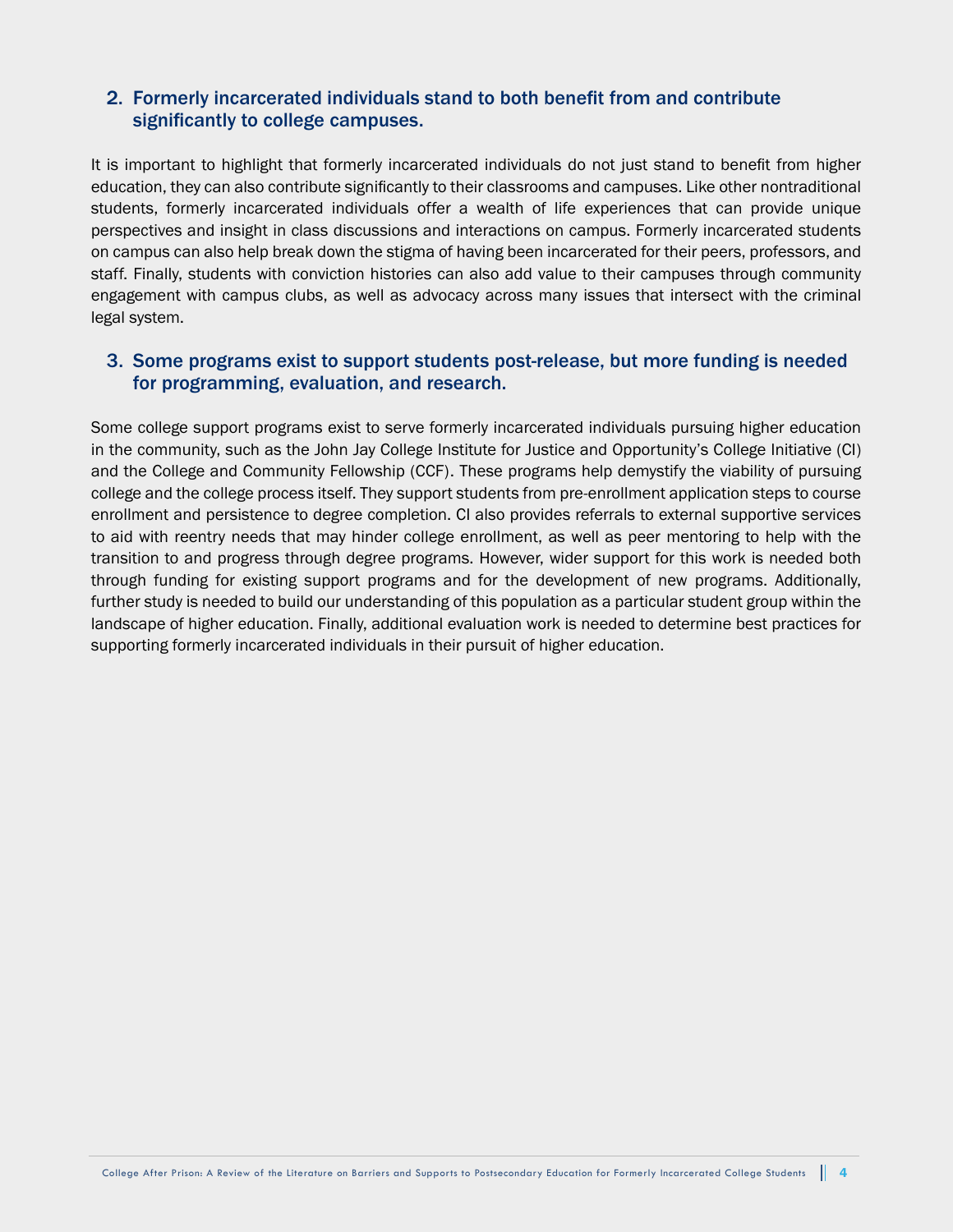### 2. Formerly incarcerated individuals stand to both benefit from and contribute significantly to college campuses.

It is important to highlight that formerly incarcerated individuals do not just stand to benefit from higher education, they can also contribute significantly to their classrooms and campuses. Like other nontraditional students, formerly incarcerated individuals offer a wealth of life experiences that can provide unique perspectives and insight in class discussions and interactions on campus. Formerly incarcerated students on campus can also help break down the stigma of having been incarcerated for their peers, professors, and staff. Finally, students with conviction histories can also add value to their campuses through community engagement with campus clubs, as well as advocacy across many issues that intersect with the criminal legal system.

### 3. Some programs exist to support students post-release, but more funding is needed for programming, evaluation, and research.

Some college support programs exist to serve formerly incarcerated individuals pursuing higher education in the community, such as the John Jay College Institute for Justice and Opportunity's College Initiative (CI) and the College and Community Fellowship (CCF). These programs help demystify the viability of pursuing college and the college process itself. They support students from pre-enrollment application steps to course enrollment and persistence to degree completion. CI also provides referrals to external supportive services to aid with reentry needs that may hinder college enrollment, as well as peer mentoring to help with the transition to and progress through degree programs. However, wider support for this work is needed both through funding for existing support programs and for the development of new programs. Additionally, further study is needed to build our understanding of this population as a particular student group within the landscape of higher education. Finally, additional evaluation work is needed to determine best practices for supporting formerly incarcerated individuals in their pursuit of higher education.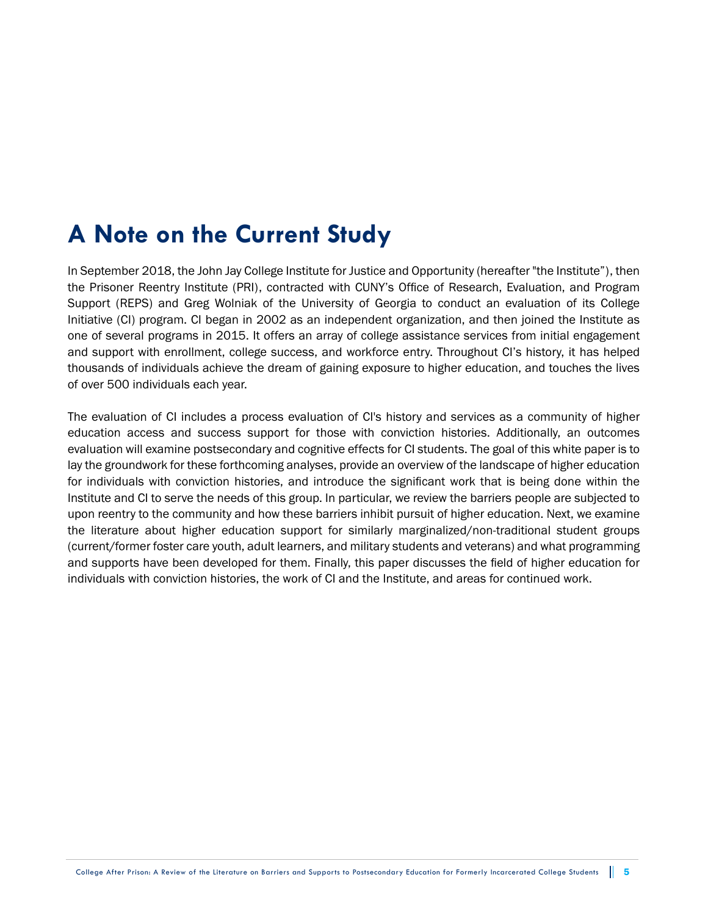# A Note on the Current Study

In September 2018, the John Jay College Institute for Justice and Opportunity (hereafter "the Institute"), then the Prisoner Reentry Institute (PRI), contracted with CUNY's Office of Research, Evaluation, and Program Support (REPS) and Greg Wolniak of the University of Georgia to conduct an evaluation of its College Initiative (CI) program. CI began in 2002 as an independent organization, and then joined the Institute as one of several programs in 2015. It offers an array of college assistance services from initial engagement and support with enrollment, college success, and workforce entry. Throughout CI's history, it has helped thousands of individuals achieve the dream of gaining exposure to higher education, and touches the lives of over 500 individuals each year.

The evaluation of CI includes a process evaluation of CI's history and services as a community of higher education access and success support for those with conviction histories. Additionally, an outcomes evaluation will examine postsecondary and cognitive effects for CI students. The goal of this white paper is to lay the groundwork for these forthcoming analyses, provide an overview of the landscape of higher education for individuals with conviction histories, and introduce the significant work that is being done within the Institute and CI to serve the needs of this group. In particular, we review the barriers people are subjected to upon reentry to the community and how these barriers inhibit pursuit of higher education. Next, we examine the literature about higher education support for similarly marginalized/non-traditional student groups (current/former foster care youth, adult learners, and military students and veterans) and what programming and supports have been developed for them. Finally, this paper discusses the field of higher education for individuals with conviction histories, the work of CI and the Institute, and areas for continued work.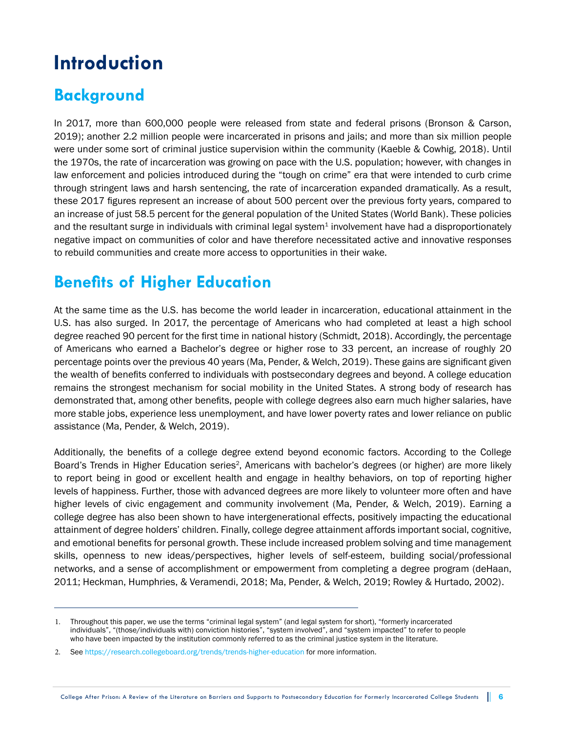# Introduction

## Background

In 2017, more than 600,000 people were released from state and federal prisons (Bronson & Carson, 2019); another 2.2 million people were incarcerated in prisons and jails; and more than six million people were under some sort of criminal justice supervision within the community (Kaeble & Cowhig, 2018). Until the 1970s, the rate of incarceration was growing on pace with the U.S. population; however, with changes in law enforcement and policies introduced during the "tough on crime" era that were intended to curb crime through stringent laws and harsh sentencing, the rate of incarceration expanded dramatically. As a result, these 2017 figures represent an increase of about 500 percent over the previous forty years, compared to an increase of just 58.5 percent for the general population of the United States (World Bank). These policies and the resultant surge in individuals with criminal legal system[1] involvement have had a disproportionately negative impact on communities of color and have therefore necessitated active and innovative responses to rebuild communities and create more access to opportunities in their wake.

## Benefits of Higher Education

At the same time as the U.S. has become the world leader in incarceration, educational attainment in the U.S. has also surged. In 2017, the percentage of Americans who had completed at least a high school degree reached 90 percent for the first time in national history (Schmidt, 2018). Accordingly, the percentage of Americans who earned a Bachelor's degree or higher rose to 33 percent, an increase of roughly 20 percentage points over the previous 40 years (Ma, Pender, & Welch, 2019). These gains are significant given the wealth of benefits conferred to individuals with postsecondary degrees and beyond. A college education remains the strongest mechanism for social mobility in the United States. A strong body of research has demonstrated that, among other benefits, people with college degrees also earn much higher salaries, have more stable jobs, experience less unemployment, and have lower poverty rates and lower reliance on public assistance (Ma, Pender, & Welch, 2019).

Additionally, the benefits of a college degree extend beyond economic factors. According to the College Board's Trends in Higher Education series[2], Americans with bachelor's degrees (or higher) are more likely to report being in good or excellent health and engage in healthy behaviors, on top of reporting higher levels of happiness. Further, those with advanced degrees are more likely to volunteer more often and have higher levels of civic engagement and community involvement (Ma, Pender, & Welch, 2019). Earning a college degree has also been shown to have intergenerational effects, positively impacting the educational attainment of degree holders' children. Finally, college degree attainment affords important social, cognitive, and emotional benefits for personal growth. These include increased problem solving and time management skills, openness to new ideas/perspectives, higher levels of self-esteem, building social/professional networks, and a sense of accomplishment or empowerment from completing a degree program (deHaan, 2011; Heckman, Humphries, & Veramendi, 2018; Ma, Pender, & Welch, 2019; Rowley & Hurtado, 2002).

---

1. Throughout this paper, we use the terms "criminal legal system" (and legal system for short), "formerly incarcerated individuals", "(those/individuals with) conviction histories", "system involved", and "system impacted" to refer to people who have been impacted by the institution commonly referred to as the criminal justice system in the literature.

2. See https://research.collegeboard.org/trends/trends-higher-education for more information.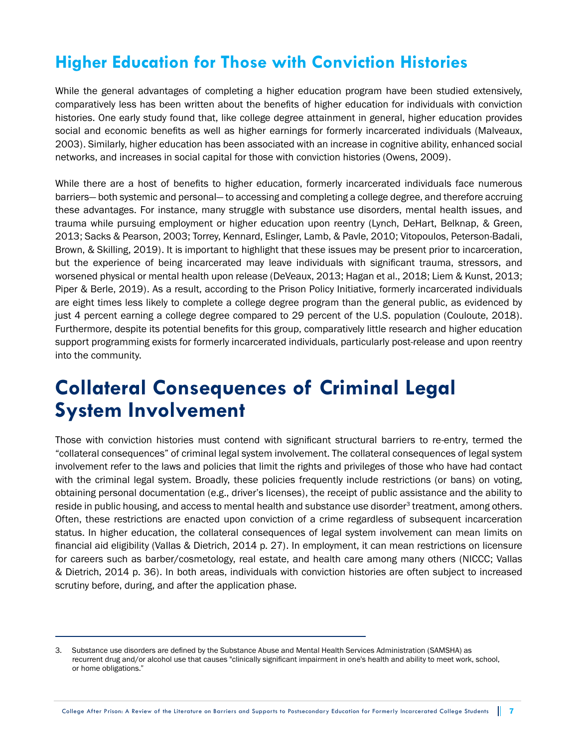## Higher Education for Those with Conviction Histories

While the general advantages of completing a higher education program have been studied extensively, comparatively less has been written about the benefits of higher education for individuals with conviction histories. One early study found that, like college degree attainment in general, higher education provides social and economic benefits as well as higher earnings for formerly incarcerated individuals (Malveaux, 2003). Similarly, higher education has been associated with an increase in cognitive ability, enhanced social networks, and increases in social capital for those with conviction histories (Owens, 2009).

While there are a host of benefits to higher education, formerly incarcerated individuals face numerous barriers— both systemic and personal— to accessing and completing a college degree, and therefore accruing these advantages. For instance, many struggle with substance use disorders, mental health issues, and trauma while pursuing employment or higher education upon reentry (Lynch, DeHart, Belknap, & Green, 2013; Sacks & Pearson, 2003; Torrey, Kennard, Eslinger, Lamb, & Pavle, 2010; Vitopoulos, Peterson-Badali, Brown, & Skilling, 2019). It is important to highlight that these issues may be present prior to incarceration, but the experience of being incarcerated may leave individuals with significant trauma, stressors, and worsened physical or mental health upon release (DeVeaux, 2013; Hagan et al., 2018; Liem & Kunst, 2013; Piper & Berle, 2019). As a result, according to the Prison Policy Initiative, formerly incarcerated individuals are eight times less likely to complete a college degree program than the general public, as evidenced by just 4 percent earning a college degree compared to 29 percent of the U.S. population (Couloute, 2018). Furthermore, despite its potential benefits for this group, comparatively little research and higher education support programming exists for formerly incarcerated individuals, particularly post-release and upon reentry into the community.

# Collateral Consequences of Criminal Legal System Involvement

Those with conviction histories must contend with significant structural barriers to re-entry, termed the "collateral consequences" of criminal legal system involvement. The collateral consequences of legal system involvement refer to the laws and policies that limit the rights and privileges of those who have had contact with the criminal legal system. Broadly, these policies frequently include restrictions (or bans) on voting, obtaining personal documentation (e.g., driver's licenses), the receipt of public assistance and the ability to reside in public housing, and access to mental health and substance use disorder[3] treatment, among others. Often, these restrictions are enacted upon conviction of a crime regardless of subsequent incarceration status. In higher education, the collateral consequences of legal system involvement can mean limits on financial aid eligibility (Vallas & Dietrich, 2014 p. 27). In employment, it can mean restrictions on licensure for careers such as barber/cosmetology, real estate, and health care among many others (NICCC; Vallas & Dietrich, 2014 p. 36). In both areas, individuals with conviction histories are often subject to increased scrutiny before, during, and after the application phase.

3. Substance use disorders are defined by the Substance Abuse and Mental Health Services Administration (SAMSHA) as recurrent drug and/or alcohol use that causes "clinically significant impairment in one's health and ability to meet work, school, or home obligations."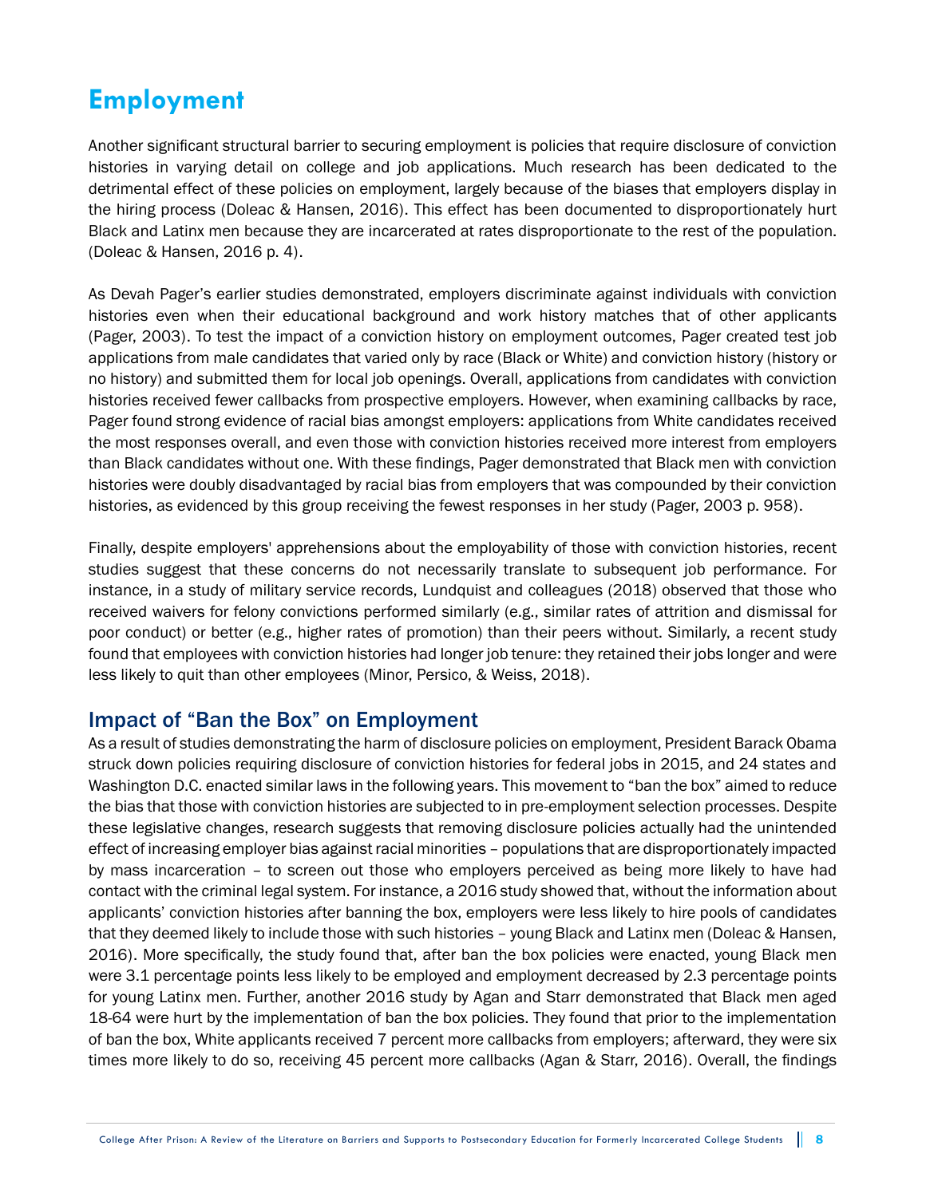## Employment

Another significant structural barrier to securing employment is policies that require disclosure of conviction histories in varying detail on college and job applications. Much research has been dedicated to the detrimental effect of these policies on employment, largely because of the biases that employers display in the hiring process (Doleac & Hansen, 2016). This effect has been documented to disproportionately hurt Black and Latinx men because they are incarcerated at rates disproportionate to the rest of the population. (Doleac & Hansen, 2016 p. 4).

As Devah Pager's earlier studies demonstrated, employers discriminate against individuals with conviction histories even when their educational background and work history matches that of other applicants (Pager, 2003). To test the impact of a conviction history on employment outcomes, Pager created test job applications from male candidates that varied only by race (Black or White) and conviction history (history or no history) and submitted them for local job openings. Overall, applications from candidates with conviction histories received fewer callbacks from prospective employers. However, when examining callbacks by race, Pager found strong evidence of racial bias amongst employers: applications from White candidates received the most responses overall, and even those with conviction histories received more interest from employers than Black candidates without one. With these findings, Pager demonstrated that Black men with conviction histories were doubly disadvantaged by racial bias from employers that was compounded by their conviction histories, as evidenced by this group receiving the fewest responses in her study (Pager, 2003 p. 958).

Finally, despite employers' apprehensions about the employability of those with conviction histories, recent studies suggest that these concerns do not necessarily translate to subsequent job performance. For instance, in a study of military service records, Lundquist and colleagues (2018) observed that those who received waivers for felony convictions performed similarly (e.g., similar rates of attrition and dismissal for poor conduct) or better (e.g., higher rates of promotion) than their peers without. Similarly, a recent study found that employees with conviction histories had longer job tenure: they retained their jobs longer and were less likely to quit than other employees (Minor, Persico, & Weiss, 2018).

### Impact of "Ban the Box" on Employment

As a result of studies demonstrating the harm of disclosure policies on employment, President Barack Obama struck down policies requiring disclosure of conviction histories for federal jobs in 2015, and 24 states and Washington D.C. enacted similar laws in the following years. This movement to "ban the box" aimed to reduce the bias that those with conviction histories are subjected to in pre-employment selection processes. Despite these legislative changes, research suggests that removing disclosure policies actually had the unintended effect of increasing employer bias against racial minorities – populations that are disproportionately impacted by mass incarceration – to screen out those who employers perceived as being more likely to have had contact with the criminal legal system. For instance, a 2016 study showed that, without the information about applicants' conviction histories after banning the box, employers were less likely to hire pools of candidates that they deemed likely to include those with such histories – young Black and Latinx men (Doleac & Hansen, 2016). More specifically, the study found that, after ban the box policies were enacted, young Black men were 3.1 percentage points less likely to be employed and employment decreased by 2.3 percentage points for young Latinx men. Further, another 2016 study by Agan and Starr demonstrated that Black men aged 18-64 were hurt by the implementation of ban the box policies. They found that prior to the implementation of ban the box, White applicants received 7 percent more callbacks from employers; afterward, they were six times more likely to do so, receiving 45 percent more callbacks (Agan & Starr, 2016). Overall, the findings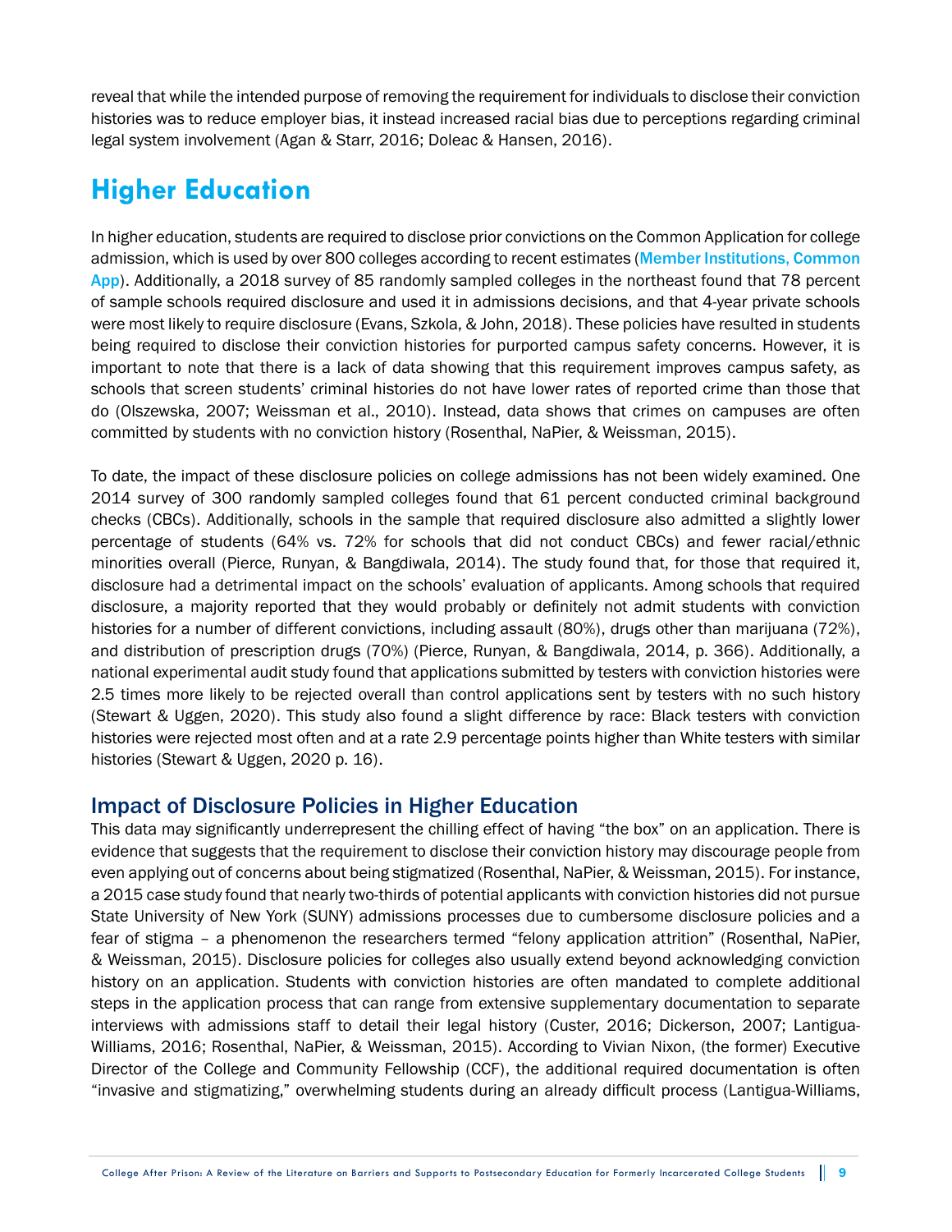reveal that while the intended purpose of removing the requirement for individuals to disclose their conviction histories was to reduce employer bias, it instead increased racial bias due to perceptions regarding criminal legal system involvement (Agan & Starr, 2016; Doleac & Hansen, 2016).

# Higher Education

In higher education, students are required to disclose prior convictions on the Common Application for college admission, which is used by over 800 colleges according to recent estimates (Member Institutions, Common App). Additionally, a 2018 survey of 85 randomly sampled colleges in the northeast found that 78 percent of sample schools required disclosure and used it in admissions decisions, and that 4-year private schools were most likely to require disclosure (Evans, Szkola, & John, 2018). These policies have resulted in students being required to disclose their conviction histories for purported campus safety concerns. However, it is important to note that there is a lack of data showing that this requirement improves campus safety, as schools that screen students' criminal histories do not have lower rates of reported crime than those that do (Olszewska, 2007; Weissman et al., 2010). Instead, data shows that crimes on campuses are often committed by students with no conviction history (Rosenthal, NaPier, & Weissman, 2015).

To date, the impact of these disclosure policies on college admissions has not been widely examined. One 2014 survey of 300 randomly sampled colleges found that 61 percent conducted criminal background checks (CBCs). Additionally, schools in the sample that required disclosure also admitted a slightly lower percentage of students (64% vs. 72% for schools that did not conduct CBCs) and fewer racial/ethnic minorities overall (Pierce, Runyan, & Bangdiwala, 2014). The study found that, for those that required it, disclosure had a detrimental impact on the schools' evaluation of applicants. Among schools that required disclosure, a majority reported that they would probably or definitely not admit students with conviction histories for a number of different convictions, including assault (80%), drugs other than marijuana (72%), and distribution of prescription drugs (70%) (Pierce, Runyan, & Bangdiwala, 2014, p. 366). Additionally, a national experimental audit study found that applications submitted by testers with conviction histories were 2.5 times more likely to be rejected overall than control applications sent by testers with no such history (Stewart & Uggen, 2020). This study also found a slight difference by race: Black testers with conviction histories were rejected most often and at a rate 2.9 percentage points higher than White testers with similar histories (Stewart & Uggen, 2020 p. 16).

## Impact of Disclosure Policies in Higher Education

This data may significantly underrepresent the chilling effect of having "the box" on an application. There is evidence that suggests that the requirement to disclose their conviction history may discourage people from even applying out of concerns about being stigmatized (Rosenthal, NaPier, & Weissman, 2015). For instance, a 2015 case study found that nearly two-thirds of potential applicants with conviction histories did not pursue State University of New York (SUNY) admissions processes due to cumbersome disclosure policies and a fear of stigma – a phenomenon the researchers termed "felony application attrition" (Rosenthal, NaPier, & Weissman, 2015). Disclosure policies for colleges also usually extend beyond acknowledging conviction history on an application. Students with conviction histories are often mandated to complete additional steps in the application process that can range from extensive supplementary documentation to separate interviews with admissions staff to detail their legal history (Custer, 2016; Dickerson, 2007; Lantigua-Williams, 2016; Rosenthal, NaPier, & Weissman, 2015). According to Vivian Nixon, (the former) Executive Director of the College and Community Fellowship (CCF), the additional required documentation is often "invasive and stigmatizing," overwhelming students during an already difficult process (Lantigua-Williams,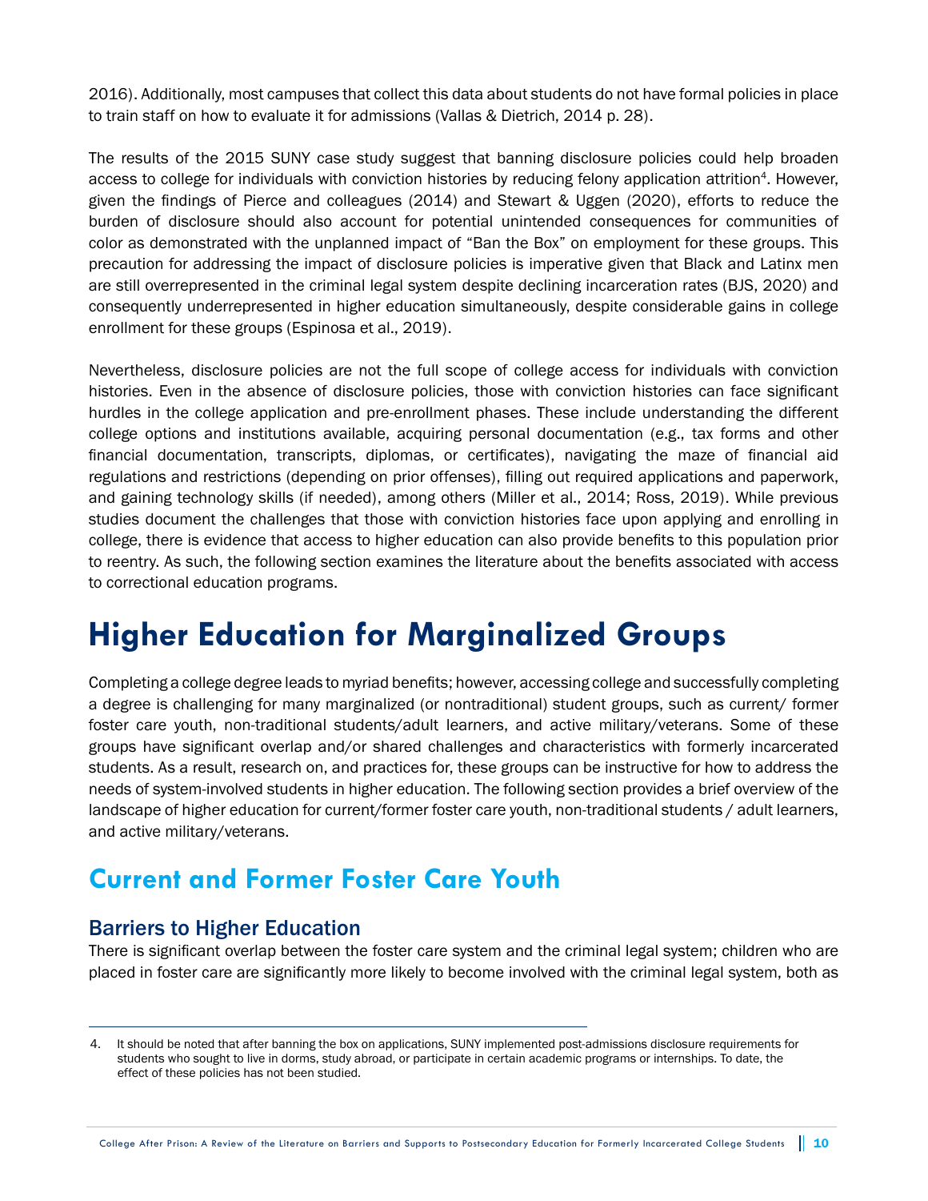2016). Additionally, most campuses that collect this data about students do not have formal policies in place to train staff on how to evaluate it for admissions (Vallas & Dietrich, 2014 p. 28).

The results of the 2015 SUNY case study suggest that banning disclosure policies could help broaden access to college for individuals with conviction histories by reducing felony application attrition[4]. However, given the findings of Pierce and colleagues (2014) and Stewart & Uggen (2020), efforts to reduce the burden of disclosure should also account for potential unintended consequences for communities of color as demonstrated with the unplanned impact of "Ban the Box" on employment for these groups. This precaution for addressing the impact of disclosure policies is imperative given that Black and Latinx men are still overrepresented in the criminal legal system despite declining incarceration rates (BJS, 2020) and consequently underrepresented in higher education simultaneously, despite considerable gains in college enrollment for these groups (Espinosa et al., 2019).

Nevertheless, disclosure policies are not the full scope of college access for individuals with conviction histories. Even in the absence of disclosure policies, those with conviction histories can face significant hurdles in the college application and pre-enrollment phases. These include understanding the different college options and institutions available, acquiring personal documentation (e.g., tax forms and other financial documentation, transcripts, diplomas, or certificates), navigating the maze of financial aid regulations and restrictions (depending on prior offenses), filling out required applications and paperwork, and gaining technology skills (if needed), among others (Miller et al., 2014; Ross, 2019). While previous studies document the challenges that those with conviction histories face upon applying and enrolling in college, there is evidence that access to higher education can also provide benefits to this population prior to reentry. As such, the following section examines the literature about the benefits associated with access to correctional education programs.

# Higher Education for Marginalized Groups

Completing a college degree leads to myriad benefits; however, accessing college and successfully completing a degree is challenging for many marginalized (or nontraditional) student groups, such as current/ former foster care youth, non-traditional students/adult learners, and active military/veterans. Some of these groups have significant overlap and/or shared challenges and characteristics with formerly incarcerated students. As a result, research on, and practices for, these groups can be instructive for how to address the needs of system-involved students in higher education. The following section provides a brief overview of the landscape of higher education for current/former foster care youth, non-traditional students / adult learners, and active military/veterans.

## Current and Former Foster Care Youth

### Barriers to Higher Education

There is significant overlap between the foster care system and the criminal legal system; children who are placed in foster care are significantly more likely to become involved with the criminal legal system, both as

4. It should be noted that after banning the box on applications, SUNY implemented post-admissions disclosure requirements for students who sought to live in dorms, study abroad, or participate in certain academic programs or internships. To date, the effect of these policies has not been studied.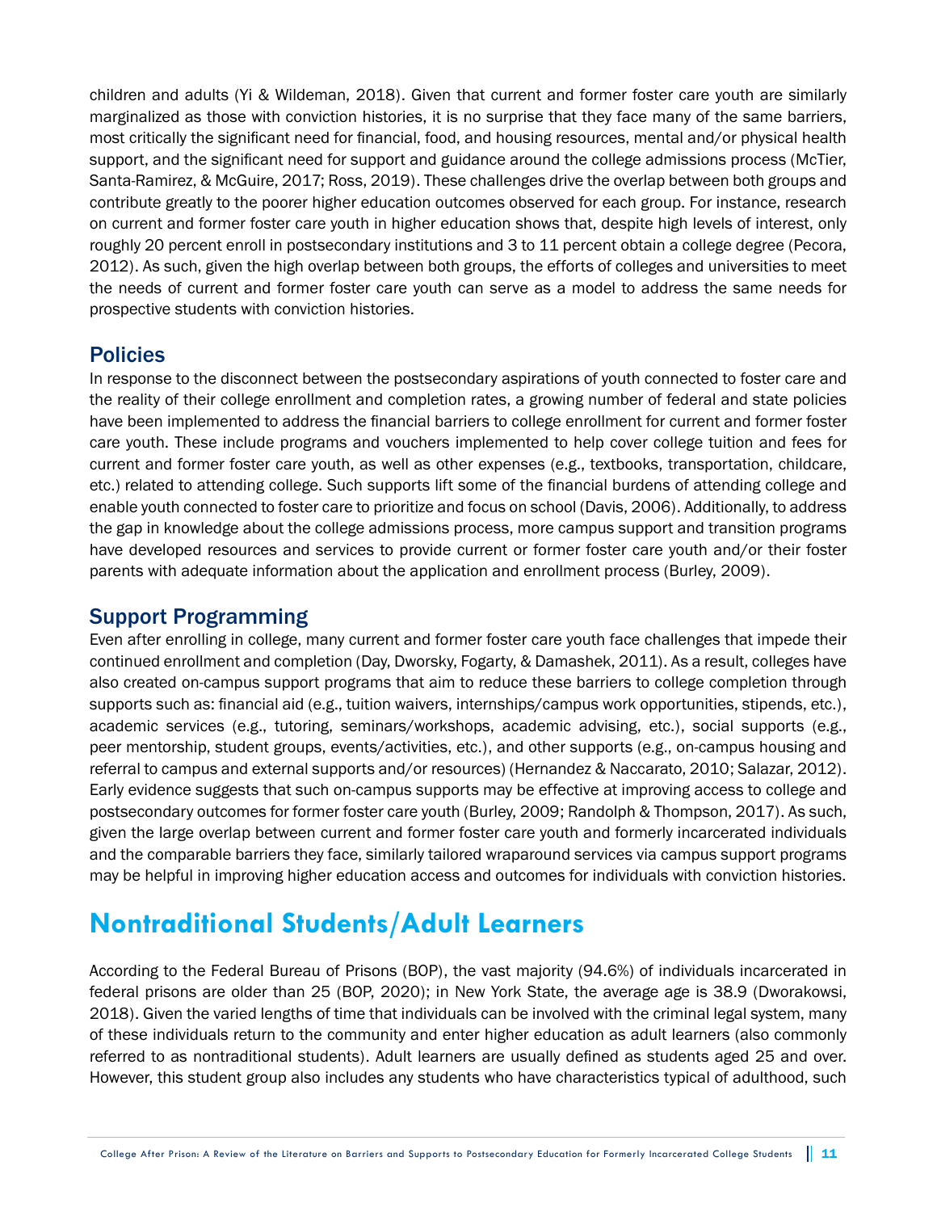children and adults (Yi & Wildeman, 2018). Given that current and former foster care youth are similarly marginalized as those with conviction histories, it is no surprise that they face many of the same barriers, most critically the significant need for financial, food, and housing resources, mental and/or physical health support, and the significant need for support and guidance around the college admissions process (McTier, Santa-Ramirez, & McGuire, 2017; Ross, 2019). These challenges drive the overlap between both groups and contribute greatly to the poorer higher education outcomes observed for each group. For instance, research on current and former foster care youth in higher education shows that, despite high levels of interest, only roughly 20 percent enroll in postsecondary institutions and 3 to 11 percent obtain a college degree (Pecora, 2012). As such, given the high overlap between both groups, the efforts of colleges and universities to meet the needs of current and former foster care youth can serve as a model to address the same needs for prospective students with conviction histories.

### Policies

In response to the disconnect between the postsecondary aspirations of youth connected to foster care and the reality of their college enrollment and completion rates, a growing number of federal and state policies have been implemented to address the financial barriers to college enrollment for current and former foster care youth. These include programs and vouchers implemented to help cover college tuition and fees for current and former foster care youth, as well as other expenses (e.g., textbooks, transportation, childcare, etc.) related to attending college. Such supports lift some of the financial burdens of attending college and enable youth connected to foster care to prioritize and focus on school (Davis, 2006). Additionally, to address the gap in knowledge about the college admissions process, more campus support and transition programs have developed resources and services to provide current or former foster care youth and/or their foster parents with adequate information about the application and enrollment process (Burley, 2009).

### Support Programming

Even after enrolling in college, many current and former foster care youth face challenges that impede their continued enrollment and completion (Day, Dworsky, Fogarty, & Damashek, 2011). As a result, colleges have also created on-campus support programs that aim to reduce these barriers to college completion through supports such as: financial aid (e.g., tuition waivers, internships/campus work opportunities, stipends, etc.), academic services (e.g., tutoring, seminars/workshops, academic advising, etc.), social supports (e.g., peer mentorship, student groups, events/activities, etc.), and other supports (e.g., on-campus housing and referral to campus and external supports and/or resources) (Hernandez & Naccarato, 2010; Salazar, 2012). Early evidence suggests that such on-campus supports may be effective at improving access to college and postsecondary outcomes for former foster care youth (Burley, 2009; Randolph & Thompson, 2017). As such, given the large overlap between current and former foster care youth and formerly incarcerated individuals and the comparable barriers they face, similarly tailored wraparound services via campus support programs may be helpful in improving higher education access and outcomes for individuals with conviction histories.

## Nontraditional Students/Adult Learners

According to the Federal Bureau of Prisons (BOP), the vast majority (94.6%) of individuals incarcerated in federal prisons are older than 25 (BOP, 2020); in New York State, the average age is 38.9 (Dworakowsi, 2018). Given the varied lengths of time that individuals can be involved with the criminal legal system, many of these individuals return to the community and enter higher education as adult learners (also commonly referred to as nontraditional students). Adult learners are usually defined as students aged 25 and over. However, this student group also includes any students who have characteristics typical of adulthood, such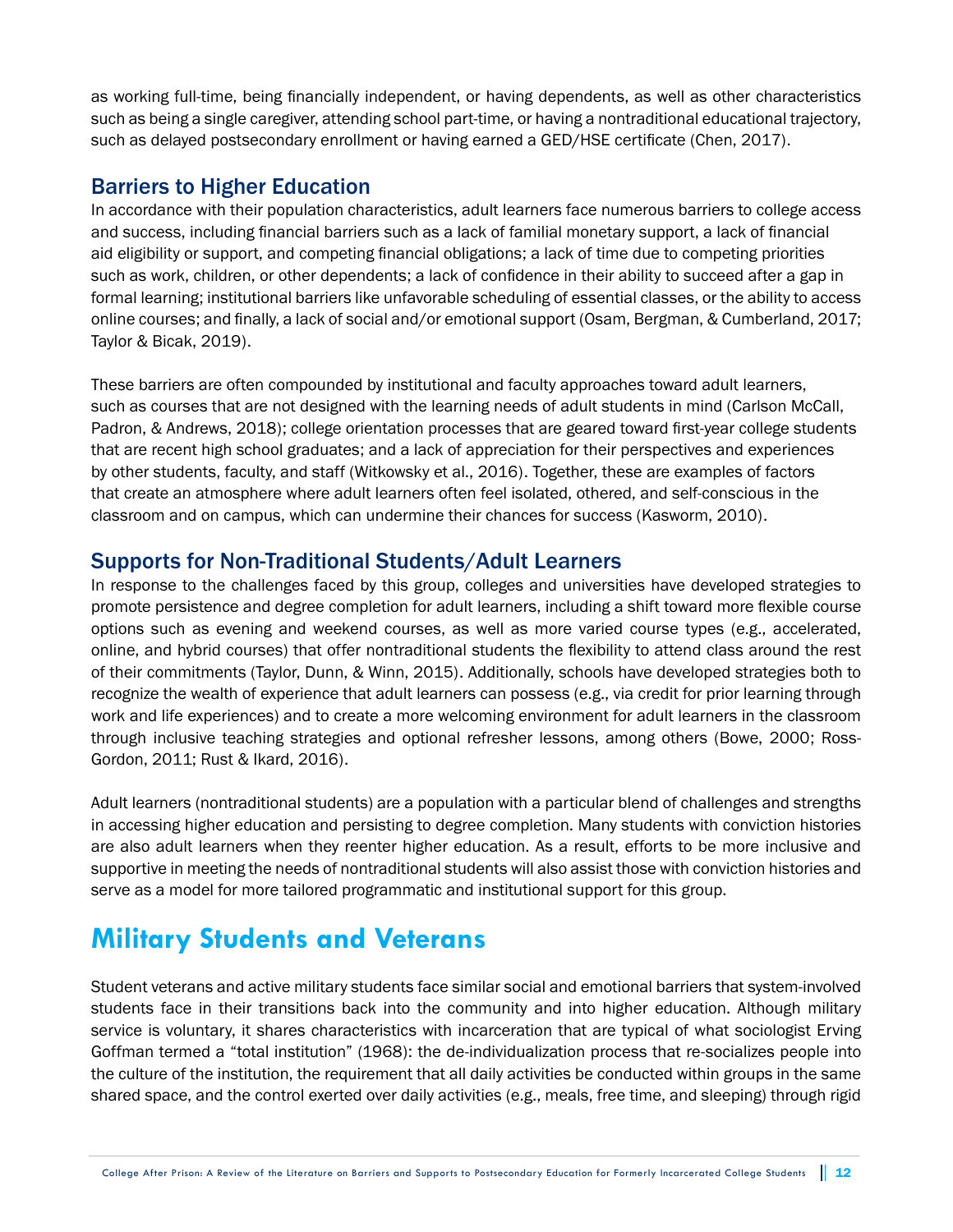as working full-time, being financially independent, or having dependents, as well as other characteristics such as being a single caregiver, attending school part-time, or having a nontraditional educational trajectory, such as delayed postsecondary enrollment or having earned a GED/HSE certificate (Chen, 2017).

### Barriers to Higher Education

In accordance with their population characteristics, adult learners face numerous barriers to college access and success, including financial barriers such as a lack of familial monetary support, a lack of financial aid eligibility or support, and competing financial obligations; a lack of time due to competing priorities such as work, children, or other dependents; a lack of confidence in their ability to succeed after a gap in formal learning; institutional barriers like unfavorable scheduling of essential classes, or the ability to access online courses; and finally, a lack of social and/or emotional support (Osam, Bergman, & Cumberland, 2017; Taylor & Bicak, 2019).

These barriers are often compounded by institutional and faculty approaches toward adult learners, such as courses that are not designed with the learning needs of adult students in mind (Carlson McCall, Padron, & Andrews, 2018); college orientation processes that are geared toward first-year college students that are recent high school graduates; and a lack of appreciation for their perspectives and experiences by other students, faculty, and staff (Witkowsky et al., 2016). Together, these are examples of factors that create an atmosphere where adult learners often feel isolated, othered, and self-conscious in the classroom and on campus, which can undermine their chances for success (Kasworm, 2010).

### Supports for Non-Traditional Students/Adult Learners

In response to the challenges faced by this group, colleges and universities have developed strategies to promote persistence and degree completion for adult learners, including a shift toward more flexible course options such as evening and weekend courses, as well as more varied course types (e.g., accelerated, online, and hybrid courses) that offer nontraditional students the flexibility to attend class around the rest of their commitments (Taylor, Dunn, & Winn, 2015). Additionally, schools have developed strategies both to recognize the wealth of experience that adult learners can possess (e.g., via credit for prior learning through work and life experiences) and to create a more welcoming environment for adult learners in the classroom through inclusive teaching strategies and optional refresher lessons, among others (Bowe, 2000; Ross-Gordon, 2011; Rust & Ikard, 2016).

Adult learners (nontraditional students) are a population with a particular blend of challenges and strengths in accessing higher education and persisting to degree completion. Many students with conviction histories are also adult learners when they reenter higher education. As a result, efforts to be more inclusive and supportive in meeting the needs of nontraditional students will also assist those with conviction histories and serve as a model for more tailored programmatic and institutional support for this group.

## Military Students and Veterans

Student veterans and active military students face similar social and emotional barriers that system-involved students face in their transitions back into the community and into higher education. Although military service is voluntary, it shares characteristics with incarceration that are typical of what sociologist Erving Goffman termed a "total institution" (1968): the de-individualization process that re-socializes people into the culture of the institution, the requirement that all daily activities be conducted within groups in the same shared space, and the control exerted over daily activities (e.g., meals, free time, and sleeping) through rigid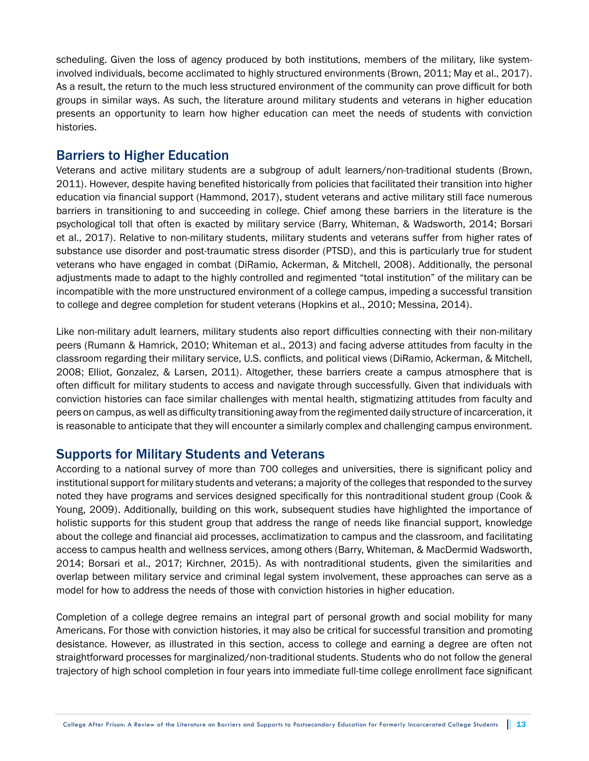scheduling. Given the loss of agency produced by both institutions, members of the military, like system-involved individuals, become acclimated to highly structured environments (Brown, 2011; May et al., 2017). As a result, the return to the much less structured environment of the community can prove difficult for both groups in similar ways. As such, the literature around military students and veterans in higher education presents an opportunity to learn how higher education can meet the needs of students with conviction histories.

## Barriers to Higher Education

Veterans and active military students are a subgroup of adult learners/non-traditional students (Brown, 2011). However, despite having benefited historically from policies that facilitated their transition into higher education via financial support (Hammond, 2017), student veterans and active military still face numerous barriers in transitioning to and succeeding in college. Chief among these barriers in the literature is the psychological toll that often is exacted by military service (Barry, Whiteman, & Wadsworth, 2014; Borsari et al., 2017). Relative to non-military students, military students and veterans suffer from higher rates of substance use disorder and post-traumatic stress disorder (PTSD), and this is particularly true for student veterans who have engaged in combat (DiRamio, Ackerman, & Mitchell, 2008). Additionally, the personal adjustments made to adapt to the highly controlled and regimented "total institution" of the military can be incompatible with the more unstructured environment of a college campus, impeding a successful transition to college and degree completion for student veterans (Hopkins et al., 2010; Messina, 2014).

Like non-military adult learners, military students also report difficulties connecting with their non-military peers (Rumann & Hamrick, 2010; Whiteman et al., 2013) and facing adverse attitudes from faculty in the classroom regarding their military service, U.S. conflicts, and political views (DiRamio, Ackerman, & Mitchell, 2008; Elliot, Gonzalez, & Larsen, 2011). Altogether, these barriers create a campus atmosphere that is often difficult for military students to access and navigate through successfully. Given that individuals with conviction histories can face similar challenges with mental health, stigmatizing attitudes from faculty and peers on campus, as well as difficulty transitioning away from the regimented daily structure of incarceration, it is reasonable to anticipate that they will encounter a similarly complex and challenging campus environment.

## Supports for Military Students and Veterans

According to a national survey of more than 700 colleges and universities, there is significant policy and institutional support for military students and veterans; a majority of the colleges that responded to the survey noted they have programs and services designed specifically for this nontraditional student group (Cook & Young, 2009). Additionally, building on this work, subsequent studies have highlighted the importance of holistic supports for this student group that address the range of needs like financial support, knowledge about the college and financial aid processes, acclimatization to campus and the classroom, and facilitating access to campus health and wellness services, among others (Barry, Whiteman, & MacDermid Wadsworth, 2014; Borsari et al., 2017; Kirchner, 2015). As with nontraditional students, given the similarities and overlap between military service and criminal legal system involvement, these approaches can serve as a model for how to address the needs of those with conviction histories in higher education.

Completion of a college degree remains an integral part of personal growth and social mobility for many Americans. For those with conviction histories, it may also be critical for successful transition and promoting desistance. However, as illustrated in this section, access to college and earning a degree are often not straightforward processes for marginalized/non-traditional students. Students who do not follow the general trajectory of high school completion in four years into immediate full-time college enrollment face significant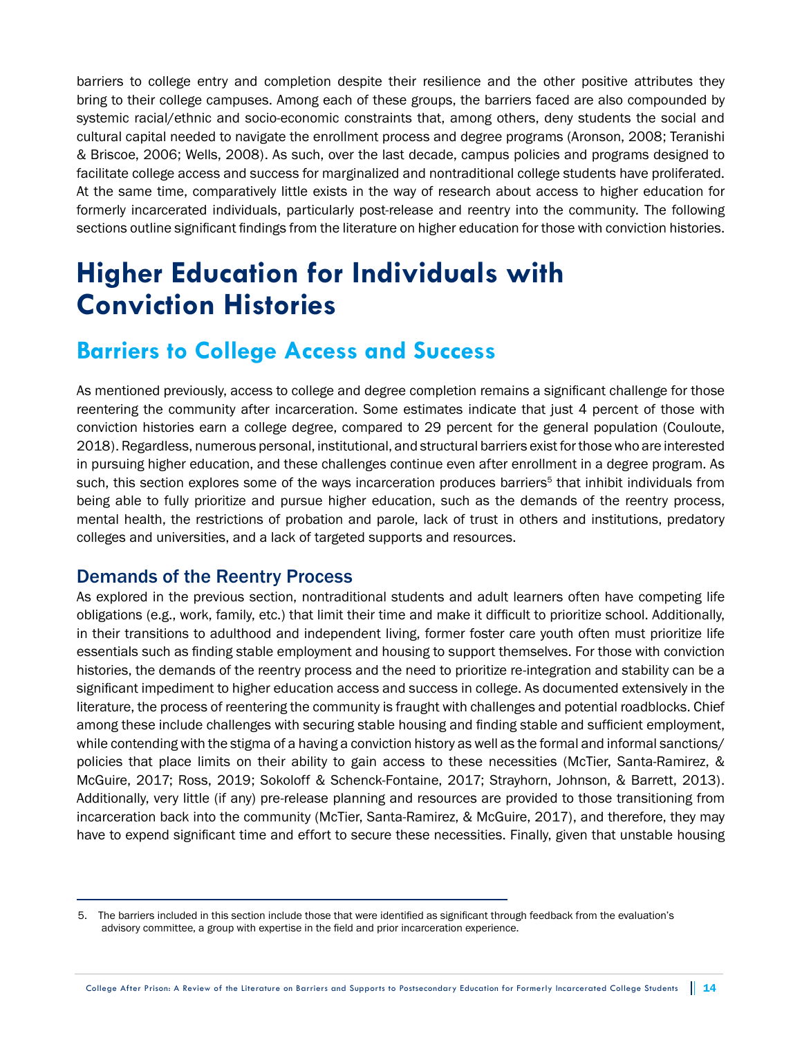barriers to college entry and completion despite their resilience and the other positive attributes they bring to their college campuses. Among each of these groups, the barriers faced are also compounded by systemic racial/ethnic and socio-economic constraints that, among others, deny students the social and cultural capital needed to navigate the enrollment process and degree programs (Aronson, 2008; Teranishi & Briscoe, 2006; Wells, 2008). As such, over the last decade, campus policies and programs designed to facilitate college access and success for marginalized and nontraditional college students have proliferated. At the same time, comparatively little exists in the way of research about access to higher education for formerly incarcerated individuals, particularly post-release and reentry into the community. The following sections outline significant findings from the literature on higher education for those with conviction histories.

# Higher Education for Individuals with Conviction Histories

## Barriers to College Access and Success

As mentioned previously, access to college and degree completion remains a significant challenge for those reentering the community after incarceration. Some estimates indicate that just 4 percent of those with conviction histories earn a college degree, compared to 29 percent for the general population (Couloute, 2018). Regardless, numerous personal, institutional, and structural barriers exist for those who are interested in pursuing higher education, and these challenges continue even after enrollment in a degree program. As such, this section explores some of the ways incarceration produces barriers[5] that inhibit individuals from being able to fully prioritize and pursue higher education, such as the demands of the reentry process, mental health, the restrictions of probation and parole, lack of trust in others and institutions, predatory colleges and universities, and a lack of targeted supports and resources.

### Demands of the Reentry Process

As explored in the previous section, nontraditional students and adult learners often have competing life obligations (e.g., work, family, etc.) that limit their time and make it difficult to prioritize school. Additionally, in their transitions to adulthood and independent living, former foster care youth often must prioritize life essentials such as finding stable employment and housing to support themselves. For those with conviction histories, the demands of the reentry process and the need to prioritize re-integration and stability can be a significant impediment to higher education access and success in college. As documented extensively in the literature, the process of reentering the community is fraught with challenges and potential roadblocks. Chief among these include challenges with securing stable housing and finding stable and sufficient employment, while contending with the stigma of a having a conviction history as well as the formal and informal sanctions/ policies that place limits on their ability to gain access to these necessities (McTier, Santa-Ramirez, & McGuire, 2017; Ross, 2019; Sokoloff & Schenck-Fontaine, 2017; Strayhorn, Johnson, & Barrett, 2013). Additionally, very little (if any) pre-release planning and resources are provided to those transitioning from incarceration back into the community (McTier, Santa-Ramirez, & McGuire, 2017), and therefore, they may have to expend significant time and effort to secure these necessities. Finally, given that unstable housing

---

5. The barriers included in this section include those that were identified as significant through feedback from the evaluation's advisory committee, a group with expertise in the field and prior incarceration experience.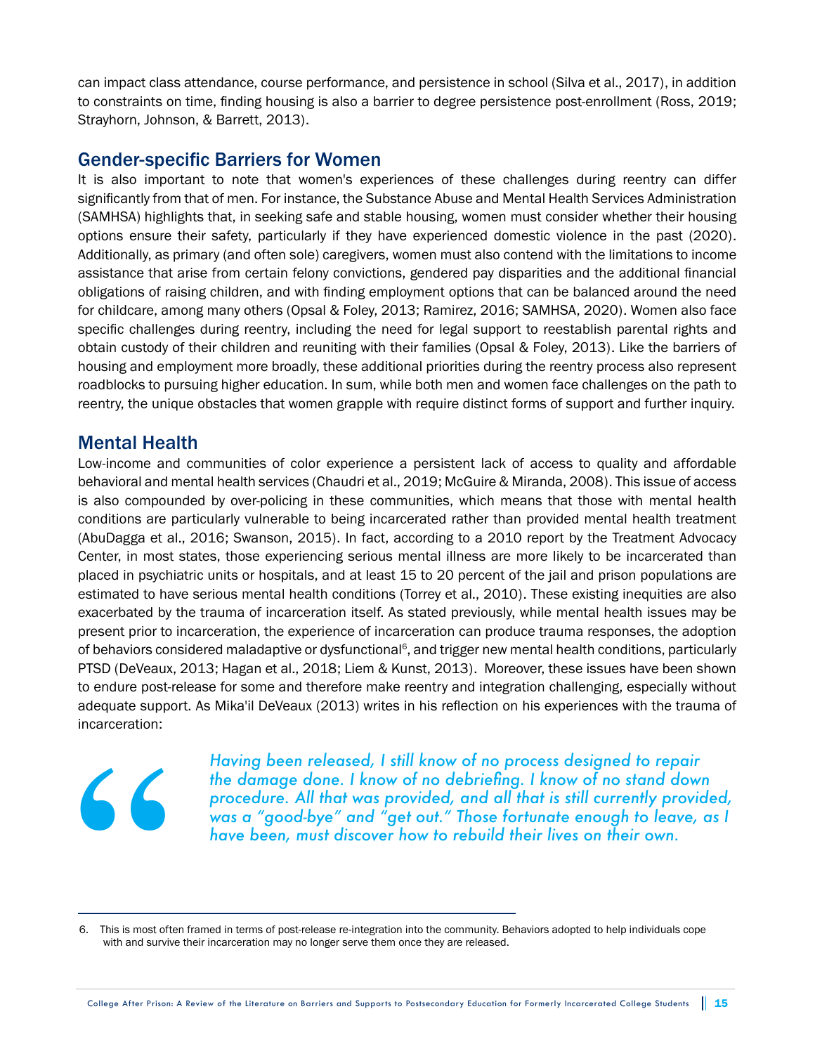can impact class attendance, course performance, and persistence in school (Silva et al., 2017), in addition to constraints on time, finding housing is also a barrier to degree persistence post-enrollment (Ross, 2019; Strayhorn, Johnson, & Barrett, 2013).

## Gender-specific Barriers for Women

It is also important to note that women's experiences of these challenges during reentry can differ significantly from that of men. For instance, the Substance Abuse and Mental Health Services Administration (SAMHSA) highlights that, in seeking safe and stable housing, women must consider whether their housing options ensure their safety, particularly if they have experienced domestic violence in the past (2020). Additionally, as primary (and often sole) caregivers, women must also contend with the limitations to income assistance that arise from certain felony convictions, gendered pay disparities and the additional financial obligations of raising children, and with finding employment options that can be balanced around the need for childcare, among many others (Opsal & Foley, 2013; Ramirez, 2016; SAMHSA, 2020). Women also face specific challenges during reentry, including the need for legal support to reestablish parental rights and obtain custody of their children and reuniting with their families (Opsal & Foley, 2013). Like the barriers of housing and employment more broadly, these additional priorities during the reentry process also represent roadblocks to pursuing higher education. In sum, while both men and women face challenges on the path to reentry, the unique obstacles that women grapple with require distinct forms of support and further inquiry.

## Mental Health

Low-income and communities of color experience a persistent lack of access to quality and affordable behavioral and mental health services (Chaudri et al., 2019; McGuire & Miranda, 2008). This issue of access is also compounded by over-policing in these communities, which means that those with mental health conditions are particularly vulnerable to being incarcerated rather than provided mental health treatment (AbuDagga et al., 2016; Swanson, 2015). In fact, according to a 2010 report by the Treatment Advocacy Center, in most states, those experiencing serious mental illness are more likely to be incarcerated than placed in psychiatric units or hospitals, and at least 15 to 20 percent of the jail and prison populations are estimated to have serious mental health conditions (Torrey et al., 2010). These existing inequities are also exacerbated by the trauma of incarceration itself. As stated previously, while mental health issues may be present prior to incarceration, the experience of incarceration can produce trauma responses, the adoption of behaviors considered maladaptive or dysfunctional[6], and trigger new mental health conditions, particularly PTSD (DeVeaux, 2013; Hagan et al., 2018; Liem & Kunst, 2013). Moreover, these issues have been shown to endure post-release for some and therefore make reentry and integration challenging, especially without adequate support. As Mika'il DeVeaux (2013) writes in his reflection on his experiences with the trauma of incarceration:

> *Having been released, I still know of no process designed to repair the damage done. I know of no debriefing. I know of no stand down procedure. All that was provided, and all that is still currently provided, was a "good-bye" and "get out." Those fortunate enough to leave, as I have been, must discover how to rebuild their lives on their own.*

---

6. This is most often framed in terms of post-release re-integration into the community. Behaviors adopted to help individuals cope with and survive their incarceration may no longer serve them once they are released.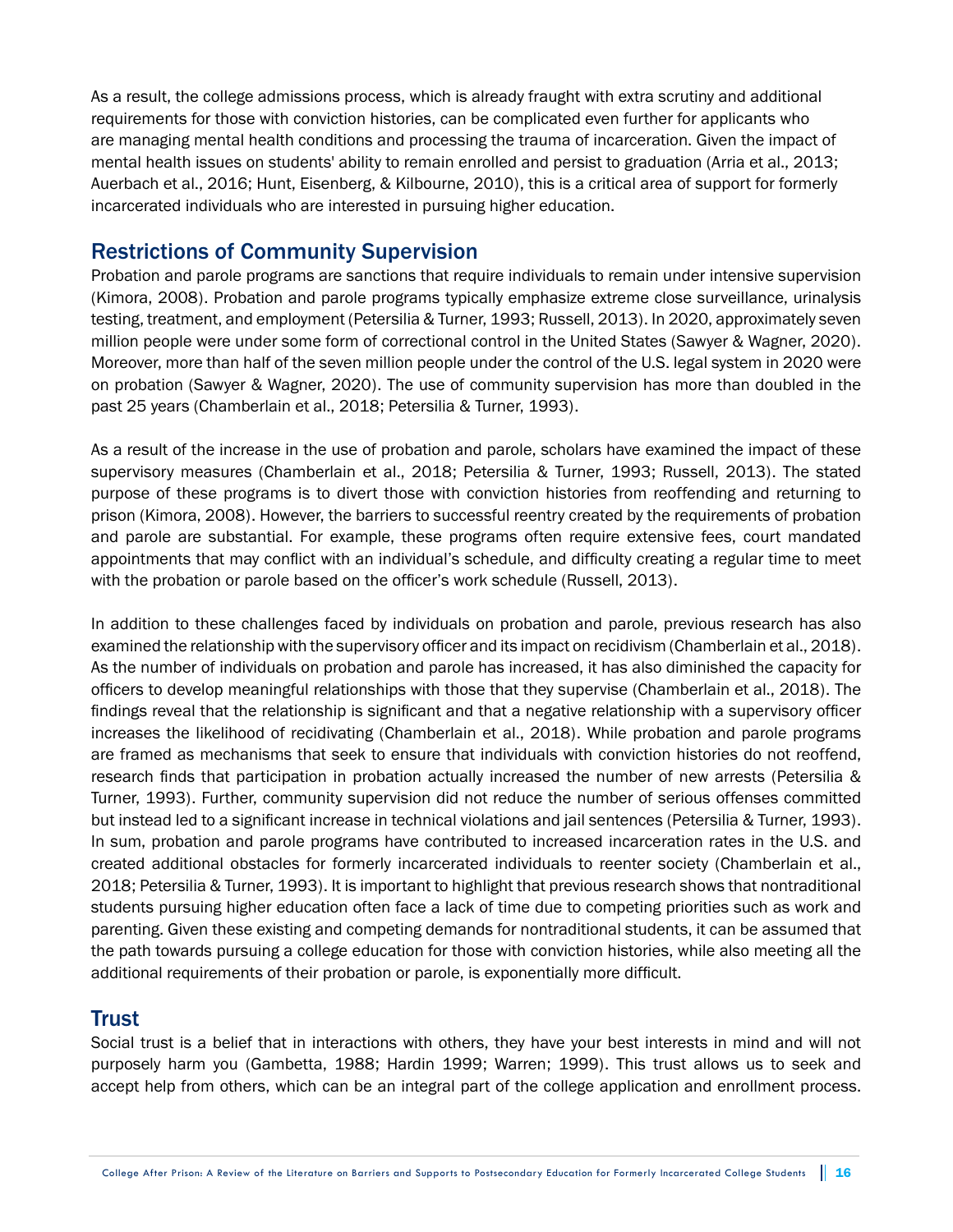As a result, the college admissions process, which is already fraught with extra scrutiny and additional requirements for those with conviction histories, can be complicated even further for applicants who are managing mental health conditions and processing the trauma of incarceration. Given the impact of mental health issues on students' ability to remain enrolled and persist to graduation (Arria et al., 2013; Auerbach et al., 2016; Hunt, Eisenberg, & Kilbourne, 2010), this is a critical area of support for formerly incarcerated individuals who are interested in pursuing higher education.

## Restrictions of Community Supervision

Probation and parole programs are sanctions that require individuals to remain under intensive supervision (Kimora, 2008). Probation and parole programs typically emphasize extreme close surveillance, urinalysis testing, treatment, and employment (Petersilia & Turner, 1993; Russell, 2013). In 2020, approximately seven million people were under some form of correctional control in the United States (Sawyer & Wagner, 2020). Moreover, more than half of the seven million people under the control of the U.S. legal system in 2020 were on probation (Sawyer & Wagner, 2020). The use of community supervision has more than doubled in the past 25 years (Chamberlain et al., 2018; Petersilia & Turner, 1993).

As a result of the increase in the use of probation and parole, scholars have examined the impact of these supervisory measures (Chamberlain et al., 2018; Petersilia & Turner, 1993; Russell, 2013). The stated purpose of these programs is to divert those with conviction histories from reoffending and returning to prison (Kimora, 2008). However, the barriers to successful reentry created by the requirements of probation and parole are substantial. For example, these programs often require extensive fees, court mandated appointments that may conflict with an individual's schedule, and difficulty creating a regular time to meet with the probation or parole based on the officer's work schedule (Russell, 2013).

In addition to these challenges faced by individuals on probation and parole, previous research has also examined the relationship with the supervisory officer and its impact on recidivism (Chamberlain et al., 2018). As the number of individuals on probation and parole has increased, it has also diminished the capacity for officers to develop meaningful relationships with those that they supervise (Chamberlain et al., 2018). The findings reveal that the relationship is significant and that a negative relationship with a supervisory officer increases the likelihood of recidivating (Chamberlain et al., 2018). While probation and parole programs are framed as mechanisms that seek to ensure that individuals with conviction histories do not reoffend, research finds that participation in probation actually increased the number of new arrests (Petersilia & Turner, 1993). Further, community supervision did not reduce the number of serious offenses committed but instead led to a significant increase in technical violations and jail sentences (Petersilia & Turner, 1993). In sum, probation and parole programs have contributed to increased incarceration rates in the U.S. and created additional obstacles for formerly incarcerated individuals to reenter society (Chamberlain et al., 2018; Petersilia & Turner, 1993). It is important to highlight that previous research shows that nontraditional students pursuing higher education often face a lack of time due to competing priorities such as work and parenting. Given these existing and competing demands for nontraditional students, it can be assumed that the path towards pursuing a college education for those with conviction histories, while also meeting all the additional requirements of their probation or parole, is exponentially more difficult.

## Trust

Social trust is a belief that in interactions with others, they have your best interests in mind and will not purposely harm you (Gambetta, 1988; Hardin 1999; Warren; 1999). This trust allows us to seek and accept help from others, which can be an integral part of the college application and enrollment process.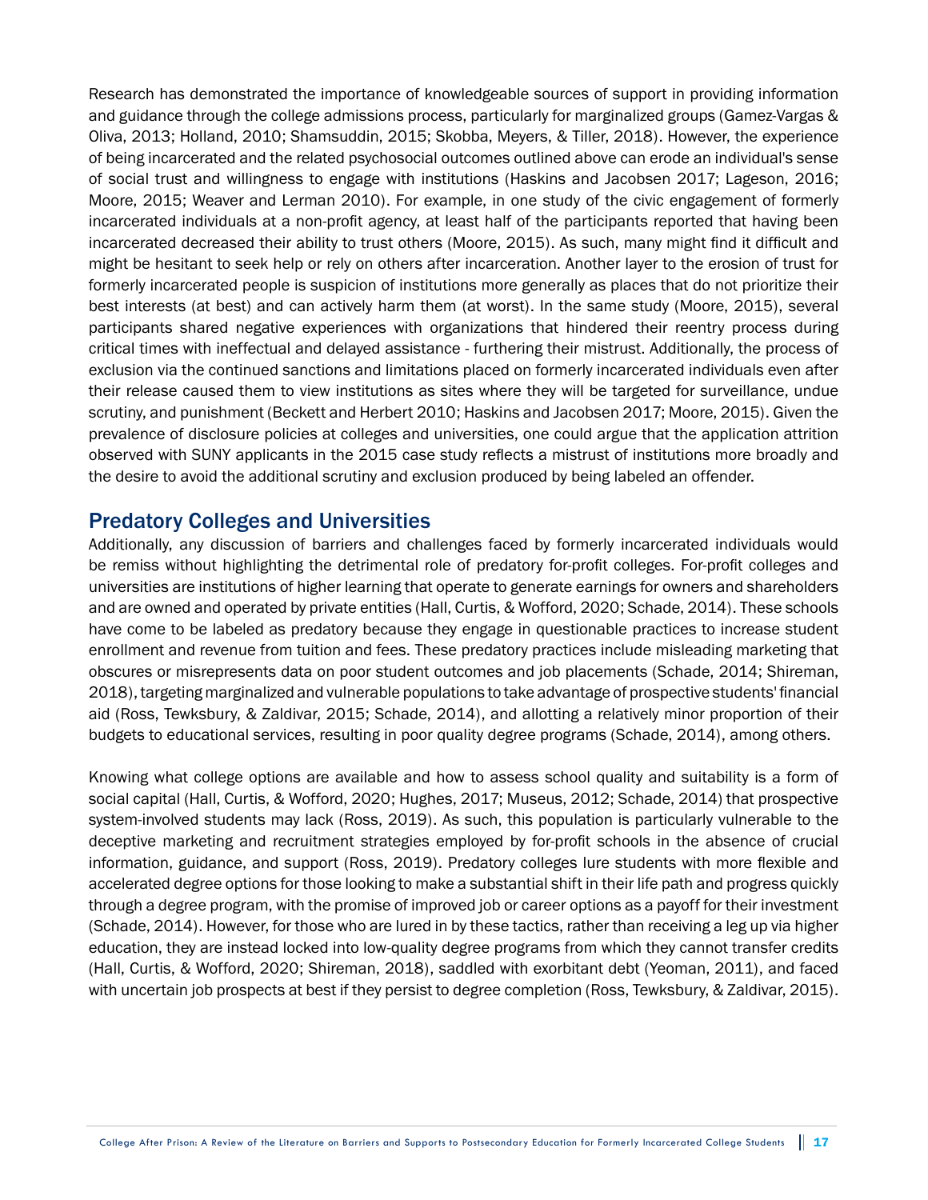Research has demonstrated the importance of knowledgeable sources of support in providing information and guidance through the college admissions process, particularly for marginalized groups (Gamez-Vargas & Oliva, 2013; Holland, 2010; Shamsuddin, 2015; Skobba, Meyers, & Tiller, 2018). However, the experience of being incarcerated and the related psychosocial outcomes outlined above can erode an individual's sense of social trust and willingness to engage with institutions (Haskins and Jacobsen 2017; Lageson, 2016; Moore, 2015; Weaver and Lerman 2010). For example, in one study of the civic engagement of formerly incarcerated individuals at a non-profit agency, at least half of the participants reported that having been incarcerated decreased their ability to trust others (Moore, 2015). As such, many might find it difficult and might be hesitant to seek help or rely on others after incarceration. Another layer to the erosion of trust for formerly incarcerated people is suspicion of institutions more generally as places that do not prioritize their best interests (at best) and can actively harm them (at worst). In the same study (Moore, 2015), several participants shared negative experiences with organizations that hindered their reentry process during critical times with ineffectual and delayed assistance - furthering their mistrust. Additionally, the process of exclusion via the continued sanctions and limitations placed on formerly incarcerated individuals even after their release caused them to view institutions as sites where they will be targeted for surveillance, undue scrutiny, and punishment (Beckett and Herbert 2010; Haskins and Jacobsen 2017; Moore, 2015). Given the prevalence of disclosure policies at colleges and universities, one could argue that the application attrition observed with SUNY applicants in the 2015 case study reflects a mistrust of institutions more broadly and the desire to avoid the additional scrutiny and exclusion produced by being labeled an offender.

## Predatory Colleges and Universities

Additionally, any discussion of barriers and challenges faced by formerly incarcerated individuals would be remiss without highlighting the detrimental role of predatory for-profit colleges. For-profit colleges and universities are institutions of higher learning that operate to generate earnings for owners and shareholders and are owned and operated by private entities (Hall, Curtis, & Wofford, 2020; Schade, 2014). These schools have come to be labeled as predatory because they engage in questionable practices to increase student enrollment and revenue from tuition and fees. These predatory practices include misleading marketing that obscures or misrepresents data on poor student outcomes and job placements (Schade, 2014; Shireman, 2018), targeting marginalized and vulnerable populations to take advantage of prospective students' financial aid (Ross, Tewksbury, & Zaldivar, 2015; Schade, 2014), and allotting a relatively minor proportion of their budgets to educational services, resulting in poor quality degree programs (Schade, 2014), among others.

Knowing what college options are available and how to assess school quality and suitability is a form of social capital (Hall, Curtis, & Wofford, 2020; Hughes, 2017; Museus, 2012; Schade, 2014) that prospective system-involved students may lack (Ross, 2019). As such, this population is particularly vulnerable to the deceptive marketing and recruitment strategies employed by for-profit schools in the absence of crucial information, guidance, and support (Ross, 2019). Predatory colleges lure students with more flexible and accelerated degree options for those looking to make a substantial shift in their life path and progress quickly through a degree program, with the promise of improved job or career options as a payoff for their investment (Schade, 2014). However, for those who are lured in by these tactics, rather than receiving a leg up via higher education, they are instead locked into low-quality degree programs from which they cannot transfer credits (Hall, Curtis, & Wofford, 2020; Shireman, 2018), saddled with exorbitant debt (Yeoman, 2011), and faced with uncertain job prospects at best if they persist to degree completion (Ross, Tewksbury, & Zaldivar, 2015).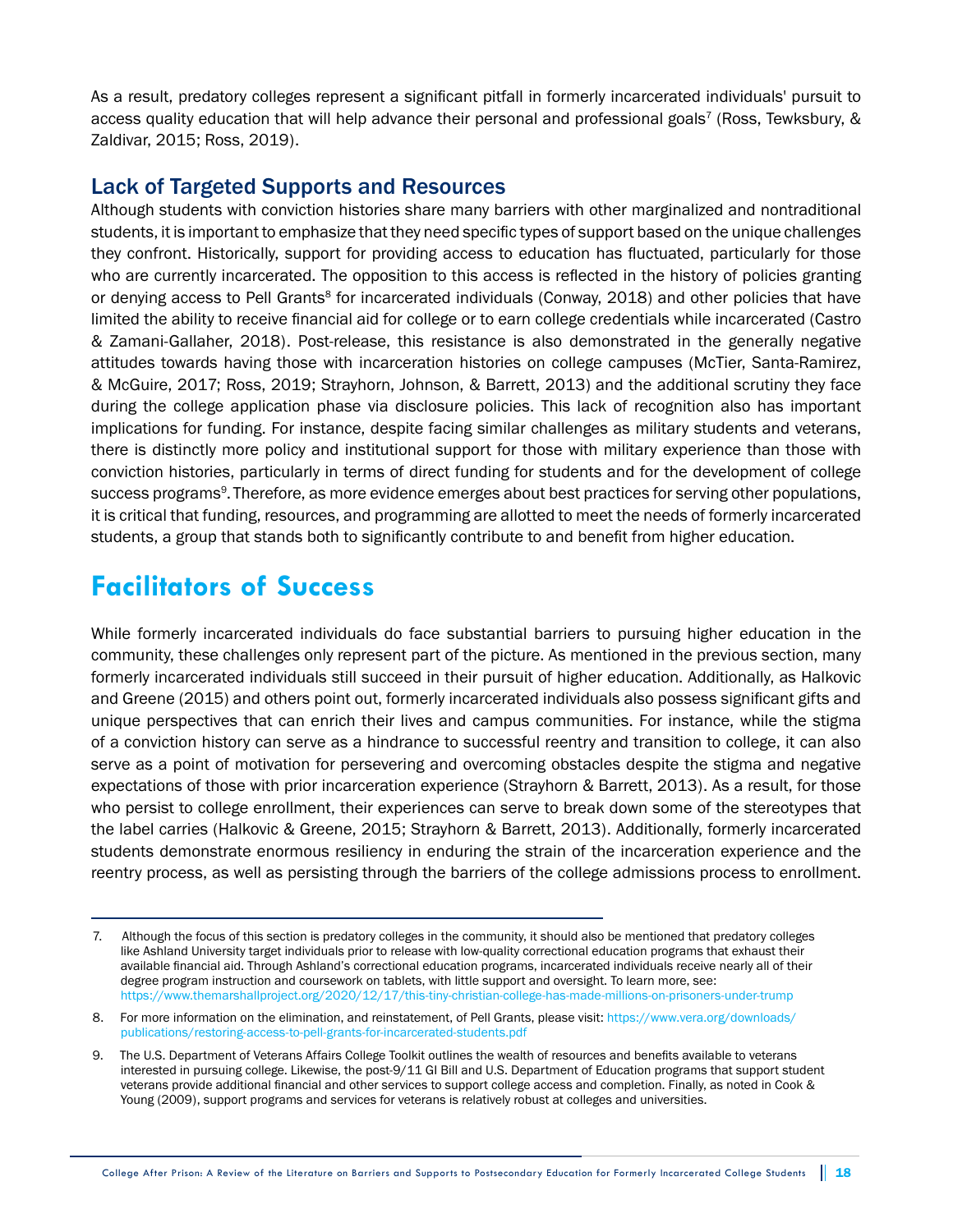As a result, predatory colleges represent a significant pitfall in formerly incarcerated individuals' pursuit to access quality education that will help advance their personal and professional goals[7] (Ross, Tewksbury, & Zaldivar, 2015; Ross, 2019).

### Lack of Targeted Supports and Resources

Although students with conviction histories share many barriers with other marginalized and nontraditional students, it is important to emphasize that they need specific types of support based on the unique challenges they confront. Historically, support for providing access to education has fluctuated, particularly for those who are currently incarcerated. The opposition to this access is reflected in the history of policies granting or denying access to Pell Grants[8] for incarcerated individuals (Conway, 2018) and other policies that have limited the ability to receive financial aid for college or to earn college credentials while incarcerated (Castro & Zamani-Gallaher, 2018). Post-release, this resistance is also demonstrated in the generally negative attitudes towards having those with incarceration histories on college campuses (McTier, Santa-Ramirez, & McGuire, 2017; Ross, 2019; Strayhorn, Johnson, & Barrett, 2013) and the additional scrutiny they face during the college application phase via disclosure policies. This lack of recognition also has important implications for funding. For instance, despite facing similar challenges as military students and veterans, there is distinctly more policy and institutional support for those with military experience than those with conviction histories, particularly in terms of direct funding for students and for the development of college success programs[9]. Therefore, as more evidence emerges about best practices for serving other populations, it is critical that funding, resources, and programming are allotted to meet the needs of formerly incarcerated students, a group that stands both to significantly contribute to and benefit from higher education.

## Facilitators of Success

While formerly incarcerated individuals do face substantial barriers to pursuing higher education in the community, these challenges only represent part of the picture. As mentioned in the previous section, many formerly incarcerated individuals still succeed in their pursuit of higher education. Additionally, as Halkovic and Greene (2015) and others point out, formerly incarcerated individuals also possess significant gifts and unique perspectives that can enrich their lives and campus communities. For instance, while the stigma of a conviction history can serve as a hindrance to successful reentry and transition to college, it can also serve as a point of motivation for persevering and overcoming obstacles despite the stigma and negative expectations of those with prior incarceration experience (Strayhorn & Barrett, 2013). As a result, for those who persist to college enrollment, their experiences can serve to break down some of the stereotypes that the label carries (Halkovic & Greene, 2015; Strayhorn & Barrett, 2013). Additionally, formerly incarcerated students demonstrate enormous resiliency in enduring the strain of the incarceration experience and the reentry process, as well as persisting through the barriers of the college admissions process to enrollment.

---

7. Although the focus of this section is predatory colleges in the community, it should also be mentioned that predatory colleges like Ashland University target individuals prior to release with low-quality correctional education programs that exhaust their available financial aid. Through Ashland's correctional education programs, incarcerated individuals receive nearly all of their degree program instruction and coursework on tablets, with little support and oversight. To learn more, see: https://www.themarshallproject.org/2020/12/17/this-tiny-christian-college-has-made-millions-on-prisoners-under-trump

8. For more information on the elimination, and reinstatement, of Pell Grants, please visit: https://www.vera.org/downloads/publications/restoring-access-to-pell-grants-for-incarcerated-students.pdf

9. The U.S. Department of Veterans Affairs College Toolkit outlines the wealth of resources and benefits available to veterans interested in pursuing college. Likewise, the post-9/11 GI Bill and U.S. Department of Education programs that support student veterans provide additional financial and other services to support college access and completion. Finally, as noted in Cook & Young (2009), support programs and services for veterans is relatively robust at colleges and universities.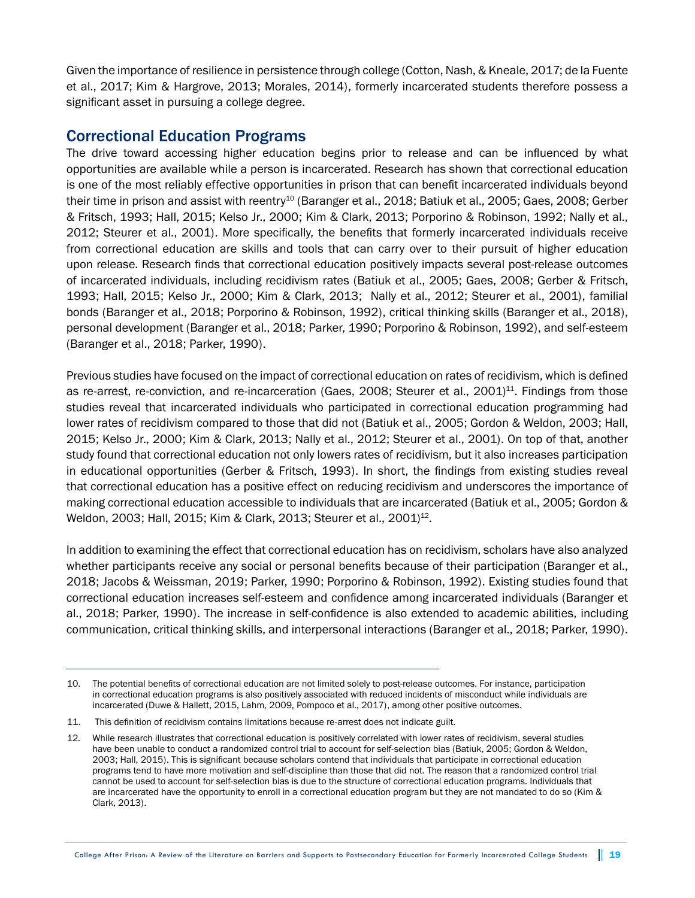Given the importance of resilience in persistence through college (Cotton, Nash, & Kneale, 2017; de la Fuente et al., 2017; Kim & Hargrove, 2013; Morales, 2014), formerly incarcerated students therefore possess a significant asset in pursuing a college degree.

## Correctional Education Programs

The drive toward accessing higher education begins prior to release and can be influenced by what opportunities are available while a person is incarcerated. Research has shown that correctional education is one of the most reliably effective opportunities in prison that can benefit incarcerated individuals beyond their time in prison and assist with reentry[10] (Baranger et al., 2018; Batiuk et al., 2005; Gaes, 2008; Gerber & Fritsch, 1993; Hall, 2015; Kelso Jr., 2000; Kim & Clark, 2013; Porporino & Robinson, 1992; Nally et al., 2012; Steurer et al., 2001). More specifically, the benefits that formerly incarcerated individuals receive from correctional education are skills and tools that can carry over to their pursuit of higher education upon release. Research finds that correctional education positively impacts several post-release outcomes of incarcerated individuals, including recidivism rates (Batiuk et al., 2005; Gaes, 2008; Gerber & Fritsch, 1993; Hall, 2015; Kelso Jr., 2000; Kim & Clark, 2013; Nally et al., 2012; Steurer et al., 2001), familial bonds (Baranger et al., 2018; Porporino & Robinson, 1992), critical thinking skills (Baranger et al., 2018), personal development (Baranger et al., 2018; Parker, 1990; Porporino & Robinson, 1992), and self-esteem (Baranger et al., 2018; Parker, 1990).

Previous studies have focused on the impact of correctional education on rates of recidivism, which is defined as re-arrest, re-conviction, and re-incarceration (Gaes, 2008; Steurer et al., 2001)[11]. Findings from those studies reveal that incarcerated individuals who participated in correctional education programming had lower rates of recidivism compared to those that did not (Batiuk et al., 2005; Gordon & Weldon, 2003; Hall, 2015; Kelso Jr., 2000; Kim & Clark, 2013; Nally et al., 2012; Steurer et al., 2001). On top of that, another study found that correctional education not only lowers rates of recidivism, but it also increases participation in educational opportunities (Gerber & Fritsch, 1993). In short, the findings from existing studies reveal that correctional education has a positive effect on reducing recidivism and underscores the importance of making correctional education accessible to individuals that are incarcerated (Batiuk et al., 2005; Gordon & Weldon, 2003; Hall, 2015; Kim & Clark, 2013; Steurer et al., 2001)[12].

In addition to examining the effect that correctional education has on recidivism, scholars have also analyzed whether participants receive any social or personal benefits because of their participation (Baranger et al., 2018; Jacobs & Weissman, 2019; Parker, 1990; Porporino & Robinson, 1992). Existing studies found that correctional education increases self-esteem and confidence among incarcerated individuals (Baranger et al., 2018; Parker, 1990). The increase in self-confidence is also extended to academic abilities, including communication, critical thinking skills, and interpersonal interactions (Baranger et al., 2018; Parker, 1990).

---

10. The potential benefits of correctional education are not limited solely to post-release outcomes. For instance, participation in correctional education programs is also positively associated with reduced incidents of misconduct while individuals are incarcerated (Duwe & Hallett, 2015, Lahm, 2009, Pompoco et al., 2017), among other positive outcomes.

11. This definition of recidivism contains limitations because re-arrest does not indicate guilt.

12. While research illustrates that correctional education is positively correlated with lower rates of recidivism, several studies have been unable to conduct a randomized control trial to account for self-selection bias (Batiuk, 2005; Gordon & Weldon, 2003; Hall, 2015). This is significant because scholars contend that individuals that participate in correctional education programs tend to have more motivation and self-discipline than those that did not. The reason that a randomized control trial cannot be used to account for self-selection bias is due to the structure of correctional education programs. Individuals that are incarcerated have the opportunity to enroll in a correctional education program but they are not mandated to do so (Kim & Clark, 2013).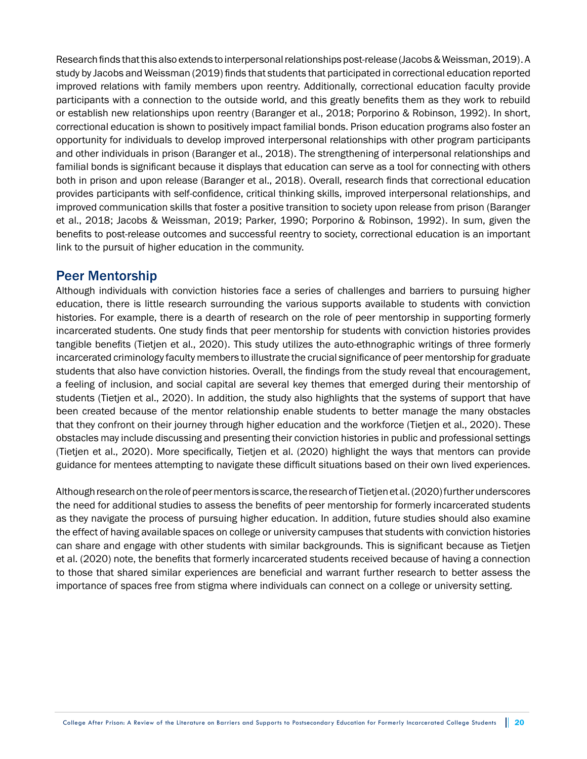Research finds that this also extends to interpersonal relationships post-release (Jacobs & Weissman, 2019). A study by Jacobs and Weissman (2019) finds that students that participated in correctional education reported improved relations with family members upon reentry. Additionally, correctional education faculty provide participants with a connection to the outside world, and this greatly benefits them as they work to rebuild or establish new relationships upon reentry (Baranger et al., 2018; Porporino & Robinson, 1992). In short, correctional education is shown to positively impact familial bonds. Prison education programs also foster an opportunity for individuals to develop improved interpersonal relationships with other program participants and other individuals in prison (Baranger et al., 2018). The strengthening of interpersonal relationships and familial bonds is significant because it displays that education can serve as a tool for connecting with others both in prison and upon release (Baranger et al., 2018). Overall, research finds that correctional education provides participants with self-confidence, critical thinking skills, improved interpersonal relationships, and improved communication skills that foster a positive transition to society upon release from prison (Baranger et al., 2018; Jacobs & Weissman, 2019; Parker, 1990; Porporino & Robinson, 1992). In sum, given the benefits to post-release outcomes and successful reentry to society, correctional education is an important link to the pursuit of higher education in the community.

## Peer Mentorship

Although individuals with conviction histories face a series of challenges and barriers to pursuing higher education, there is little research surrounding the various supports available to students with conviction histories. For example, there is a dearth of research on the role of peer mentorship in supporting formerly incarcerated students. One study finds that peer mentorship for students with conviction histories provides tangible benefits (Tietjen et al., 2020). This study utilizes the auto-ethnographic writings of three formerly incarcerated criminology faculty members to illustrate the crucial significance of peer mentorship for graduate students that also have conviction histories. Overall, the findings from the study reveal that encouragement, a feeling of inclusion, and social capital are several key themes that emerged during their mentorship of students (Tietjen et al., 2020). In addition, the study also highlights that the systems of support that have been created because of the mentor relationship enable students to better manage the many obstacles that they confront on their journey through higher education and the workforce (Tietjen et al., 2020). These obstacles may include discussing and presenting their conviction histories in public and professional settings (Tietjen et al., 2020). More specifically, Tietjen et al. (2020) highlight the ways that mentors can provide guidance for mentees attempting to navigate these difficult situations based on their own lived experiences.

Although research on the role of peer mentors is scarce, the research of Tietjen et al. (2020) further underscores the need for additional studies to assess the benefits of peer mentorship for formerly incarcerated students as they navigate the process of pursuing higher education. In addition, future studies should also examine the effect of having available spaces on college or university campuses that students with conviction histories can share and engage with other students with similar backgrounds. This is significant because as Tietjen et al. (2020) note, the benefits that formerly incarcerated students received because of having a connection to those that shared similar experiences are beneficial and warrant further research to better assess the importance of spaces free from stigma where individuals can connect on a college or university setting.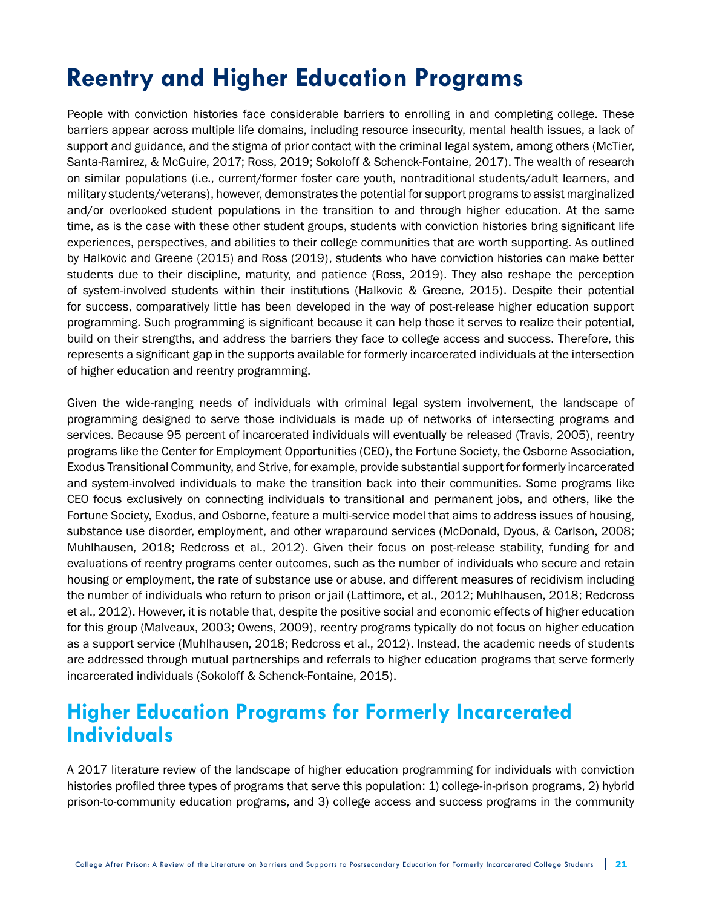# Reentry and Higher Education Programs

People with conviction histories face considerable barriers to enrolling in and completing college. These barriers appear across multiple life domains, including resource insecurity, mental health issues, a lack of support and guidance, and the stigma of prior contact with the criminal legal system, among others (McTier, Santa-Ramirez, & McGuire, 2017; Ross, 2019; Sokoloff & Schenck-Fontaine, 2017). The wealth of research on similar populations (i.e., current/former foster care youth, nontraditional students/adult learners, and military students/veterans), however, demonstrates the potential for support programs to assist marginalized and/or overlooked student populations in the transition to and through higher education. At the same time, as is the case with these other student groups, students with conviction histories bring significant life experiences, perspectives, and abilities to their college communities that are worth supporting. As outlined by Halkovic and Greene (2015) and Ross (2019), students who have conviction histories can make better students due to their discipline, maturity, and patience (Ross, 2019). They also reshape the perception of system-involved students within their institutions (Halkovic & Greene, 2015). Despite their potential for success, comparatively little has been developed in the way of post-release higher education support programming. Such programming is significant because it can help those it serves to realize their potential, build on their strengths, and address the barriers they face to college access and success. Therefore, this represents a significant gap in the supports available for formerly incarcerated individuals at the intersection of higher education and reentry programming.

Given the wide-ranging needs of individuals with criminal legal system involvement, the landscape of programming designed to serve those individuals is made up of networks of intersecting programs and services. Because 95 percent of incarcerated individuals will eventually be released (Travis, 2005), reentry programs like the Center for Employment Opportunities (CEO), the Fortune Society, the Osborne Association, Exodus Transitional Community, and Strive, for example, provide substantial support for formerly incarcerated and system-involved individuals to make the transition back into their communities. Some programs like CEO focus exclusively on connecting individuals to transitional and permanent jobs, and others, like the Fortune Society, Exodus, and Osborne, feature a multi-service model that aims to address issues of housing, substance use disorder, employment, and other wraparound services (McDonald, Dyous, & Carlson, 2008; Muhlhausen, 2018; Redcross et al., 2012). Given their focus on post-release stability, funding for and evaluations of reentry programs center outcomes, such as the number of individuals who secure and retain housing or employment, the rate of substance use or abuse, and different measures of recidivism including the number of individuals who return to prison or jail (Lattimore, et al., 2012; Muhlhausen, 2018; Redcross et al., 2012). However, it is notable that, despite the positive social and economic effects of higher education for this group (Malveaux, 2003; Owens, 2009), reentry programs typically do not focus on higher education as a support service (Muhlhausen, 2018; Redcross et al., 2012). Instead, the academic needs of students are addressed through mutual partnerships and referrals to higher education programs that serve formerly incarcerated individuals (Sokoloff & Schenck-Fontaine, 2015).

## Higher Education Programs for Formerly Incarcerated Individuals

A 2017 literature review of the landscape of higher education programming for individuals with conviction histories profiled three types of programs that serve this population: 1) college-in-prison programs, 2) hybrid prison-to-community education programs, and 3) college access and success programs in the community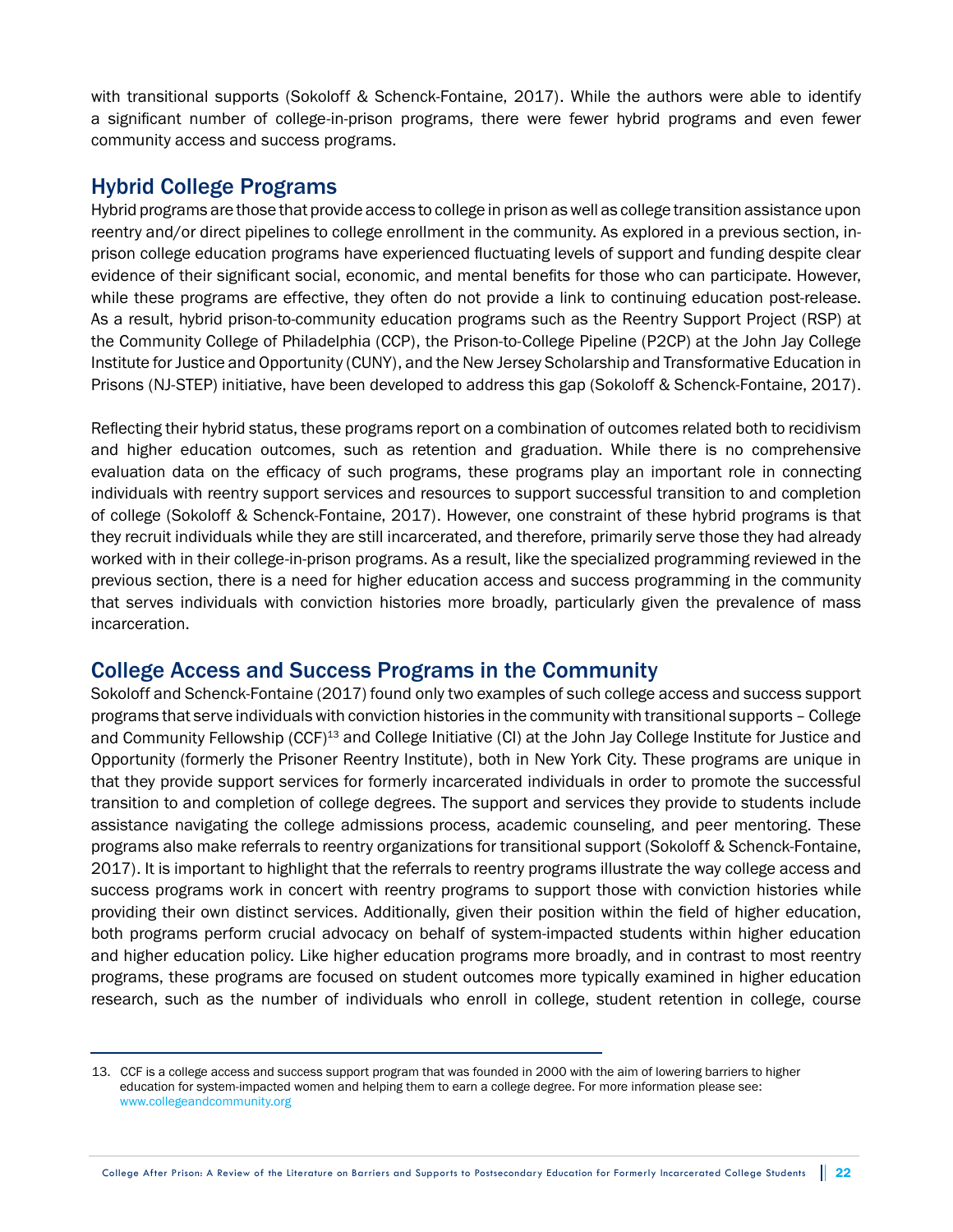with transitional supports (Sokoloff & Schenck-Fontaine, 2017). While the authors were able to identify a significant number of college-in-prison programs, there were fewer hybrid programs and even fewer community access and success programs.

## Hybrid College Programs

Hybrid programs are those that provide access to college in prison as well as college transition assistance upon reentry and/or direct pipelines to college enrollment in the community. As explored in a previous section, in-prison college education programs have experienced fluctuating levels of support and funding despite clear evidence of their significant social, economic, and mental benefits for those who can participate. However, while these programs are effective, they often do not provide a link to continuing education post-release. As a result, hybrid prison-to-community education programs such as the Reentry Support Project (RSP) at the Community College of Philadelphia (CCP), the Prison-to-College Pipeline (P2CP) at the John Jay College Institute for Justice and Opportunity (CUNY), and the New Jersey Scholarship and Transformative Education in Prisons (NJ-STEP) initiative, have been developed to address this gap (Sokoloff & Schenck-Fontaine, 2017).

Reflecting their hybrid status, these programs report on a combination of outcomes related both to recidivism and higher education outcomes, such as retention and graduation. While there is no comprehensive evaluation data on the efficacy of such programs, these programs play an important role in connecting individuals with reentry support services and resources to support successful transition to and completion of college (Sokoloff & Schenck-Fontaine, 2017). However, one constraint of these hybrid programs is that they recruit individuals while they are still incarcerated, and therefore, primarily serve those they had already worked with in their college-in-prison programs. As a result, like the specialized programming reviewed in the previous section, there is a need for higher education access and success programming in the community that serves individuals with conviction histories more broadly, particularly given the prevalence of mass incarceration.

## College Access and Success Programs in the Community

Sokoloff and Schenck-Fontaine (2017) found only two examples of such college access and success support programs that serve individuals with conviction histories in the community with transitional supports – College and Community Fellowship (CCF)[13] and College Initiative (CI) at the John Jay College Institute for Justice and Opportunity (formerly the Prisoner Reentry Institute), both in New York City. These programs are unique in that they provide support services for formerly incarcerated individuals in order to promote the successful transition to and completion of college degrees. The support and services they provide to students include assistance navigating the college admissions process, academic counseling, and peer mentoring. These programs also make referrals to reentry organizations for transitional support (Sokoloff & Schenck-Fontaine, 2017). It is important to highlight that the referrals to reentry programs illustrate the way college access and success programs work in concert with reentry programs to support those with conviction histories while providing their own distinct services. Additionally, given their position within the field of higher education, both programs perform crucial advocacy on behalf of system-impacted students within higher education and higher education policy. Like higher education programs more broadly, and in contrast to most reentry programs, these programs are focused on student outcomes more typically examined in higher education research, such as the number of individuals who enroll in college, student retention in college, course

---

13. CCF is a college access and success support program that was founded in 2000 with the aim of lowering barriers to higher education for system-impacted women and helping them to earn a college degree. For more information please see: www.collegeandcommunity.org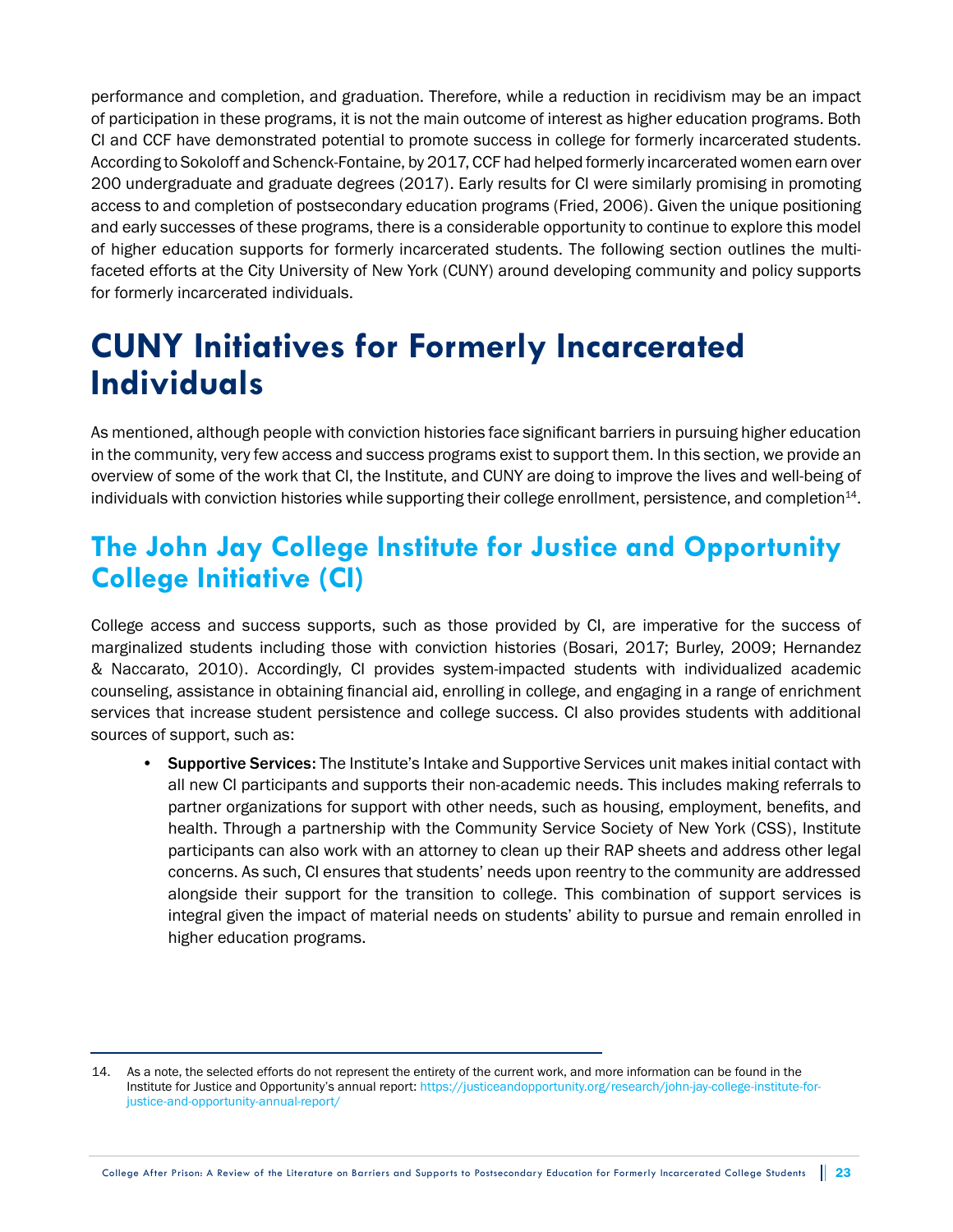performance and completion, and graduation. Therefore, while a reduction in recidivism may be an impact of participation in these programs, it is not the main outcome of interest as higher education programs. Both CI and CCF have demonstrated potential to promote success in college for formerly incarcerated students. According to Sokoloff and Schenck-Fontaine, by 2017, CCF had helped formerly incarcerated women earn over 200 undergraduate and graduate degrees (2017). Early results for CI were similarly promising in promoting access to and completion of postsecondary education programs (Fried, 2006). Given the unique positioning and early successes of these programs, there is a considerable opportunity to continue to explore this model of higher education supports for formerly incarcerated students. The following section outlines the multi-faceted efforts at the City University of New York (CUNY) around developing community and policy supports for formerly incarcerated individuals.

# CUNY Initiatives for Formerly Incarcerated Individuals

As mentioned, although people with conviction histories face significant barriers in pursuing higher education in the community, very few access and success programs exist to support them. In this section, we provide an overview of some of the work that CI, the Institute, and CUNY are doing to improve the lives and well-being of individuals with conviction histories while supporting their college enrollment, persistence, and completion[14].

## The John Jay College Institute for Justice and Opportunity College Initiative (CI)

College access and success supports, such as those provided by CI, are imperative for the success of marginalized students including those with conviction histories (Bosari, 2017; Burley, 2009; Hernandez & Naccarato, 2010). Accordingly, CI provides system-impacted students with individualized academic counseling, assistance in obtaining financial aid, enrolling in college, and engaging in a range of enrichment services that increase student persistence and college success. CI also provides students with additional sources of support, such as:

- **Supportive Services:** The Institute's Intake and Supportive Services unit makes initial contact with all new CI participants and supports their non-academic needs. This includes making referrals to partner organizations for support with other needs, such as housing, employment, benefits, and health. Through a partnership with the Community Service Society of New York (CSS), Institute participants can also work with an attorney to clean up their RAP sheets and address other legal concerns. As such, CI ensures that students' needs upon reentry to the community are addressed alongside their support for the transition to college. This combination of support services is integral given the impact of material needs on students' ability to pursue and remain enrolled in higher education programs.

14. As a note, the selected efforts do not represent the entirety of the current work, and more information can be found in the Institute for Justice and Opportunity's annual report: https://justiceandopportunity.org/research/john-jay-college-institute-for-justice-and-opportunity-annual-report/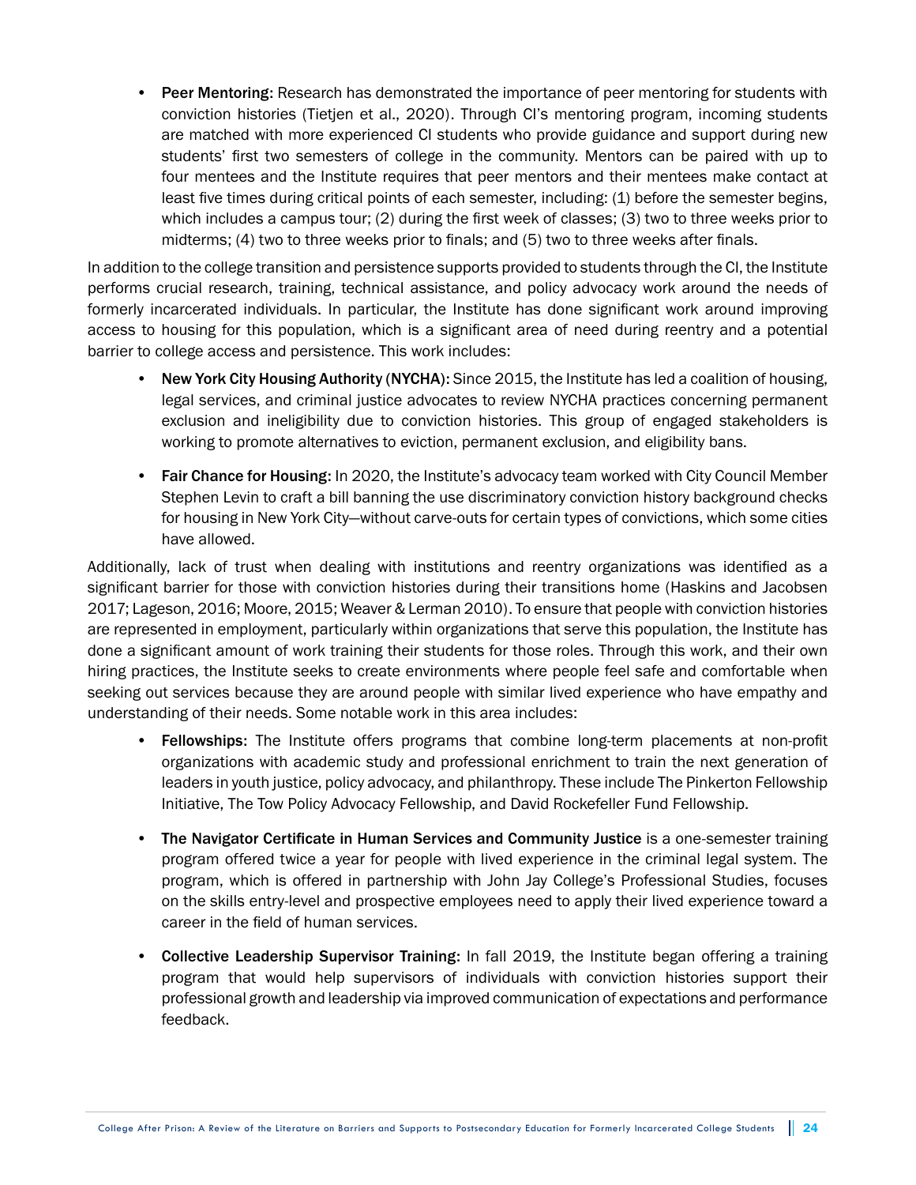- **Peer Mentoring:** Research has demonstrated the importance of peer mentoring for students with conviction histories (Tietjen et al., 2020). Through CI's mentoring program, incoming students are matched with more experienced CI students who provide guidance and support during new students' first two semesters of college in the community. Mentors can be paired with up to four mentees and the Institute requires that peer mentors and their mentees make contact at least five times during critical points of each semester, including: (1) before the semester begins, which includes a campus tour; (2) during the first week of classes; (3) two to three weeks prior to midterms; (4) two to three weeks prior to finals; and (5) two to three weeks after finals.

In addition to the college transition and persistence supports provided to students through the CI, the Institute performs crucial research, training, technical assistance, and policy advocacy work around the needs of formerly incarcerated individuals. In particular, the Institute has done significant work around improving access to housing for this population, which is a significant area of need during reentry and a potential barrier to college access and persistence. This work includes:

- **New York City Housing Authority (NYCHA):** Since 2015, the Institute has led a coalition of housing, legal services, and criminal justice advocates to review NYCHA practices concerning permanent exclusion and ineligibility due to conviction histories. This group of engaged stakeholders is working to promote alternatives to eviction, permanent exclusion, and eligibility bans.

- **Fair Chance for Housing:** In 2020, the Institute's advocacy team worked with City Council Member Stephen Levin to craft a bill banning the use discriminatory conviction history background checks for housing in New York City—without carve-outs for certain types of convictions, which some cities have allowed.

Additionally, lack of trust when dealing with institutions and reentry organizations was identified as a significant barrier for those with conviction histories during their transitions home (Haskins and Jacobsen 2017; Lageson, 2016; Moore, 2015; Weaver & Lerman 2010). To ensure that people with conviction histories are represented in employment, particularly within organizations that serve this population, the Institute has done a significant amount of work training their students for those roles. Through this work, and their own hiring practices, the Institute seeks to create environments where people feel safe and comfortable when seeking out services because they are around people with similar lived experience who have empathy and understanding of their needs. Some notable work in this area includes:

- **Fellowships:** The Institute offers programs that combine long-term placements at non-profit organizations with academic study and professional enrichment to train the next generation of leaders in youth justice, policy advocacy, and philanthropy. These include The Pinkerton Fellowship Initiative, The Tow Policy Advocacy Fellowship, and David Rockefeller Fund Fellowship.

- **The Navigator Certificate in Human Services and Community Justice** is a one-semester training program offered twice a year for people with lived experience in the criminal legal system. The program, which is offered in partnership with John Jay College's Professional Studies, focuses on the skills entry-level and prospective employees need to apply their lived experience toward a career in the field of human services.

- **Collective Leadership Supervisor Training:** In fall 2019, the Institute began offering a training program that would help supervisors of individuals with conviction histories support their professional growth and leadership via improved communication of expectations and performance feedback.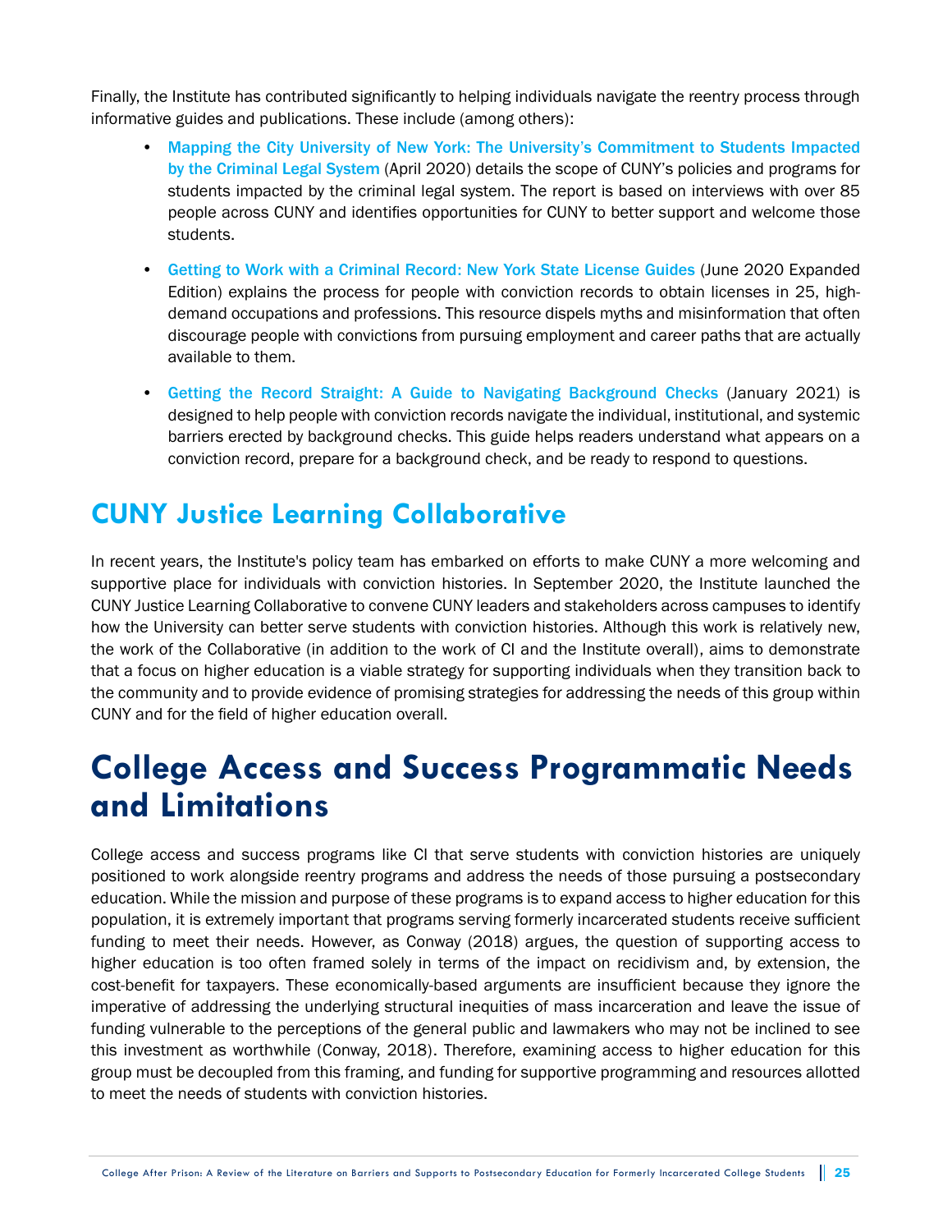Finally, the Institute has contributed significantly to helping individuals navigate the reentry process through informative guides and publications. These include (among others):

- **Mapping the City University of New York: The University's Commitment to Students Impacted by the Criminal Legal System** (April 2020) details the scope of CUNY's policies and programs for students impacted by the criminal legal system. The report is based on interviews with over 85 people across CUNY and identifies opportunities for CUNY to better support and welcome those students.
- **Getting to Work with a Criminal Record: New York State License Guides** (June 2020 Expanded Edition) explains the process for people with conviction records to obtain licenses in 25, high-demand occupations and professions. This resource dispels myths and misinformation that often discourage people with convictions from pursuing employment and career paths that are actually available to them.
- **Getting the Record Straight: A Guide to Navigating Background Checks** (January 2021) is designed to help people with conviction records navigate the individual, institutional, and systemic barriers erected by background checks. This guide helps readers understand what appears on a conviction record, prepare for a background check, and be ready to respond to questions.

## CUNY Justice Learning Collaborative

In recent years, the Institute's policy team has embarked on efforts to make CUNY a more welcoming and supportive place for individuals with conviction histories. In September 2020, the Institute launched the CUNY Justice Learning Collaborative to convene CUNY leaders and stakeholders across campuses to identify how the University can better serve students with conviction histories. Although this work is relatively new, the work of the Collaborative (in addition to the work of CI and the Institute overall), aims to demonstrate that a focus on higher education is a viable strategy for supporting individuals when they transition back to the community and to provide evidence of promising strategies for addressing the needs of this group within CUNY and for the field of higher education overall.

# College Access and Success Programmatic Needs and Limitations

College access and success programs like CI that serve students with conviction histories are uniquely positioned to work alongside reentry programs and address the needs of those pursuing a postsecondary education. While the mission and purpose of these programs is to expand access to higher education for this population, it is extremely important that programs serving formerly incarcerated students receive sufficient funding to meet their needs. However, as Conway (2018) argues, the question of supporting access to higher education is too often framed solely in terms of the impact on recidivism and, by extension, the cost-benefit for taxpayers. These economically-based arguments are insufficient because they ignore the imperative of addressing the underlying structural inequities of mass incarceration and leave the issue of funding vulnerable to the perceptions of the general public and lawmakers who may not be inclined to see this investment as worthwhile (Conway, 2018). Therefore, examining access to higher education for this group must be decoupled from this framing, and funding for supportive programming and resources allotted to meet the needs of students with conviction histories.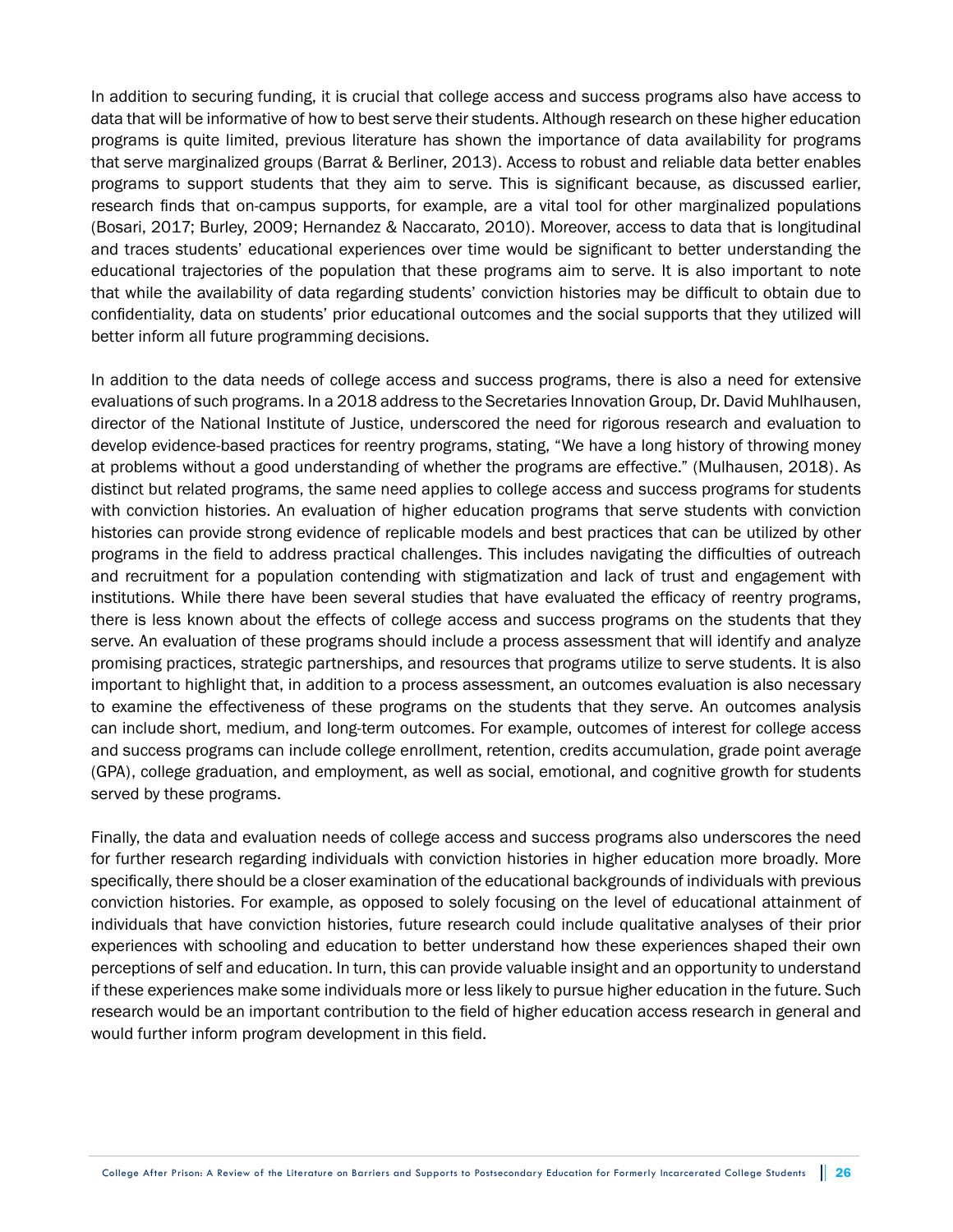In addition to securing funding, it is crucial that college access and success programs also have access to data that will be informative of how to best serve their students. Although research on these higher education programs is quite limited, previous literature has shown the importance of data availability for programs that serve marginalized groups (Barrat & Berliner, 2013). Access to robust and reliable data better enables programs to support students that they aim to serve. This is significant because, as discussed earlier, research finds that on-campus supports, for example, are a vital tool for other marginalized populations (Bosari, 2017; Burley, 2009; Hernandez & Naccarato, 2010). Moreover, access to data that is longitudinal and traces students' educational experiences over time would be significant to better understanding the educational trajectories of the population that these programs aim to serve. It is also important to note that while the availability of data regarding students' conviction histories may be difficult to obtain due to confidentiality, data on students' prior educational outcomes and the social supports that they utilized will better inform all future programming decisions.

In addition to the data needs of college access and success programs, there is also a need for extensive evaluations of such programs. In a 2018 address to the Secretaries Innovation Group, Dr. David Muhlhausen, director of the National Institute of Justice, underscored the need for rigorous research and evaluation to develop evidence-based practices for reentry programs, stating, "We have a long history of throwing money at problems without a good understanding of whether the programs are effective." (Mulhausen, 2018). As distinct but related programs, the same need applies to college access and success programs for students with conviction histories. An evaluation of higher education programs that serve students with conviction histories can provide strong evidence of replicable models and best practices that can be utilized by other programs in the field to address practical challenges. This includes navigating the difficulties of outreach and recruitment for a population contending with stigmatization and lack of trust and engagement with institutions. While there have been several studies that have evaluated the efficacy of reentry programs, there is less known about the effects of college access and success programs on the students that they serve. An evaluation of these programs should include a process assessment that will identify and analyze promising practices, strategic partnerships, and resources that programs utilize to serve students. It is also important to highlight that, in addition to a process assessment, an outcomes evaluation is also necessary to examine the effectiveness of these programs on the students that they serve. An outcomes analysis can include short, medium, and long-term outcomes. For example, outcomes of interest for college access and success programs can include college enrollment, retention, credits accumulation, grade point average (GPA), college graduation, and employment, as well as social, emotional, and cognitive growth for students served by these programs.

Finally, the data and evaluation needs of college access and success programs also underscores the need for further research regarding individuals with conviction histories in higher education more broadly. More specifically, there should be a closer examination of the educational backgrounds of individuals with previous conviction histories. For example, as opposed to solely focusing on the level of educational attainment of individuals that have conviction histories, future research could include qualitative analyses of their prior experiences with schooling and education to better understand how these experiences shaped their own perceptions of self and education. In turn, this can provide valuable insight and an opportunity to understand if these experiences make some individuals more or less likely to pursue higher education in the future. Such research would be an important contribution to the field of higher education access research in general and would further inform program development in this field.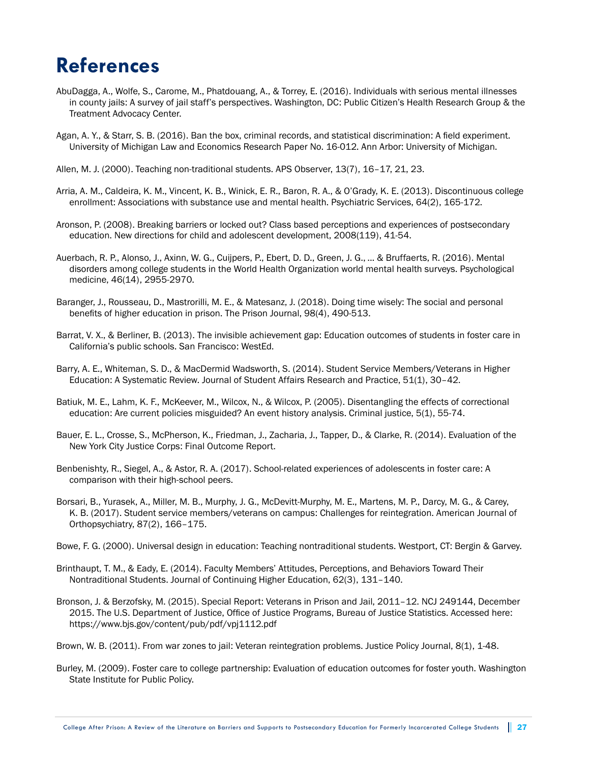# References

AbuDagga, A., Wolfe, S., Carome, M., Phatdouang, A., & Torrey, E. (2016). Individuals with serious mental illnesses in county jails: A survey of jail staff's perspectives. Washington, DC: Public Citizen's Health Research Group & the Treatment Advocacy Center.

Agan, A. Y., & Starr, S. B. (2016). Ban the box, criminal records, and statistical discrimination: A field experiment. University of Michigan Law and Economics Research Paper No. 16-012. Ann Arbor: University of Michigan.

Allen, M. J. (2000). Teaching non-traditional students. APS Observer, 13(7), 16–17, 21, 23.

Arria, A. M., Caldeira, K. M., Vincent, K. B., Winick, E. R., Baron, R. A., & O'Grady, K. E. (2013). Discontinuous college enrollment: Associations with substance use and mental health. Psychiatric Services, 64(2), 165-172.

Aronson, P. (2008). Breaking barriers or locked out? Class based perceptions and experiences of postsecondary education. New directions for child and adolescent development, 2008(119), 41-54.

Auerbach, R. P., Alonso, J., Axinn, W. G., Cuijpers, P., Ebert, D. D., Green, J. G., ... & Bruffaerts, R. (2016). Mental disorders among college students in the World Health Organization world mental health surveys. Psychological medicine, 46(14), 2955-2970.

Baranger, J., Rousseau, D., Mastrorilli, M. E., & Matesanz, J. (2018). Doing time wisely: The social and personal benefits of higher education in prison. The Prison Journal, 98(4), 490-513.

Barrat, V. X., & Berliner, B. (2013). The invisible achievement gap: Education outcomes of students in foster care in California's public schools. San Francisco: WestEd.

Barry, A. E., Whiteman, S. D., & MacDermid Wadsworth, S. (2014). Student Service Members/Veterans in Higher Education: A Systematic Review. Journal of Student Affairs Research and Practice, 51(1), 30–42.

Batiuk, M. E., Lahm, K. F., McKeever, M., Wilcox, N., & Wilcox, P. (2005). Disentangling the effects of correctional education: Are current policies misguided? An event history analysis. Criminal justice, 5(1), 55-74.

Bauer, E. L., Crosse, S., McPherson, K., Friedman, J., Zacharia, J., Tapper, D., & Clarke, R. (2014). Evaluation of the New York City Justice Corps: Final Outcome Report.

Benbenishty, R., Siegel, A., & Astor, R. A. (2017). School-related experiences of adolescents in foster care: A comparison with their high-school peers.

Borsari, B., Yurasek, A., Miller, M. B., Murphy, J. G., McDevitt-Murphy, M. E., Martens, M. P., Darcy, M. G., & Carey, K. B. (2017). Student service members/veterans on campus: Challenges for reintegration. American Journal of Orthopsychiatry, 87(2), 166–175.

Bowe, F. G. (2000). Universal design in education: Teaching nontraditional students. Westport, CT: Bergin & Garvey.

Brinthaupt, T. M., & Eady, E. (2014). Faculty Members' Attitudes, Perceptions, and Behaviors Toward Their Nontraditional Students. Journal of Continuing Higher Education, 62(3), 131–140.

Bronson, J. & Berzofsky, M. (2015). Special Report: Veterans in Prison and Jail, 2011–12. NCJ 249144, December 2015. The U.S. Department of Justice, Office of Justice Programs, Bureau of Justice Statistics. Accessed here: https://www.bjs.gov/content/pub/pdf/vpj1112.pdf

Brown, W. B. (2011). From war zones to jail: Veteran reintegration problems. Justice Policy Journal, 8(1), 1-48.

Burley, M. (2009). Foster care to college partnership: Evaluation of education outcomes for foster youth. Washington State Institute for Public Policy.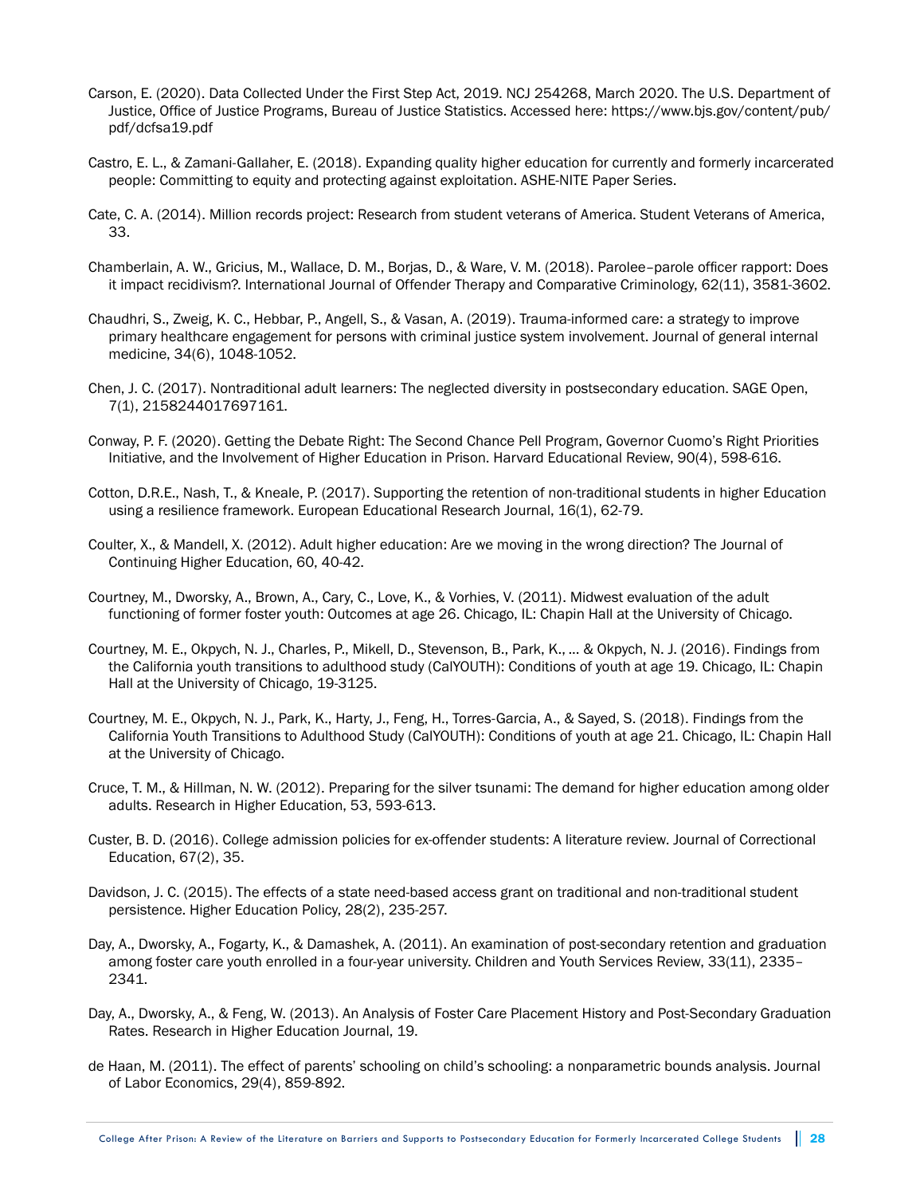Carson, E. (2020). Data Collected Under the First Step Act, 2019. NCJ 254268, March 2020. The U.S. Department of Justice, Office of Justice Programs, Bureau of Justice Statistics. Accessed here: https://www.bjs.gov/content/pub/pdf/dcfsa19.pdf

Castro, E. L., & Zamani-Gallaher, E. (2018). Expanding quality higher education for currently and formerly incarcerated people: Committing to equity and protecting against exploitation. ASHE-NITE Paper Series.

Cate, C. A. (2014). Million records project: Research from student veterans of America. Student Veterans of America, 33.

Chamberlain, A. W., Gricius, M., Wallace, D. M., Borjas, D., & Ware, V. M. (2018). Parolee–parole officer rapport: Does it impact recidivism?. International Journal of Offender Therapy and Comparative Criminology, 62(11), 3581-3602.

Chaudhri, S., Zweig, K. C., Hebbar, P., Angell, S., & Vasan, A. (2019). Trauma-informed care: a strategy to improve primary healthcare engagement for persons with criminal justice system involvement. Journal of general internal medicine, 34(6), 1048-1052.

Chen, J. C. (2017). Nontraditional adult learners: The neglected diversity in postsecondary education. SAGE Open, 7(1), 2158244017697161.

Conway, P. F. (2020). Getting the Debate Right: The Second Chance Pell Program, Governor Cuomo's Right Priorities Initiative, and the Involvement of Higher Education in Prison. Harvard Educational Review, 90(4), 598-616.

Cotton, D.R.E., Nash, T., & Kneale, P. (2017). Supporting the retention of non-traditional students in higher Education using a resilience framework. European Educational Research Journal, 16(1), 62-79.

Coulter, X., & Mandell, X. (2012). Adult higher education: Are we moving in the wrong direction? The Journal of Continuing Higher Education, 60, 40-42.

Courtney, M., Dworsky, A., Brown, A., Cary, C., Love, K., & Vorhies, V. (2011). Midwest evaluation of the adult functioning of former foster youth: Outcomes at age 26. Chicago, IL: Chapin Hall at the University of Chicago.

Courtney, M. E., Okpych, N. J., Charles, P., Mikell, D., Stevenson, B., Park, K., ... & Okpych, N. J. (2016). Findings from the California youth transitions to adulthood study (CalYOUTH): Conditions of youth at age 19. Chicago, IL: Chapin Hall at the University of Chicago, 19-3125.

Courtney, M. E., Okpych, N. J., Park, K., Harty, J., Feng, H., Torres-Garcia, A., & Sayed, S. (2018). Findings from the California Youth Transitions to Adulthood Study (CalYOUTH): Conditions of youth at age 21. Chicago, IL: Chapin Hall at the University of Chicago.

Cruce, T. M., & Hillman, N. W. (2012). Preparing for the silver tsunami: The demand for higher education among older adults. Research in Higher Education, 53, 593-613.

Custer, B. D. (2016). College admission policies for ex-offender students: A literature review. Journal of Correctional Education, 67(2), 35.

Davidson, J. C. (2015). The effects of a state need-based access grant on traditional and non-traditional student persistence. Higher Education Policy, 28(2), 235-257.

Day, A., Dworsky, A., Fogarty, K., & Damashek, A. (2011). An examination of post-secondary retention and graduation among foster care youth enrolled in a four-year university. Children and Youth Services Review, 33(11), 2335–2341.

Day, A., Dworsky, A., & Feng, W. (2013). An Analysis of Foster Care Placement History and Post-Secondary Graduation Rates. Research in Higher Education Journal, 19.

de Haan, M. (2011). The effect of parents' schooling on child's schooling: a nonparametric bounds analysis. Journal of Labor Economics, 29(4), 859-892.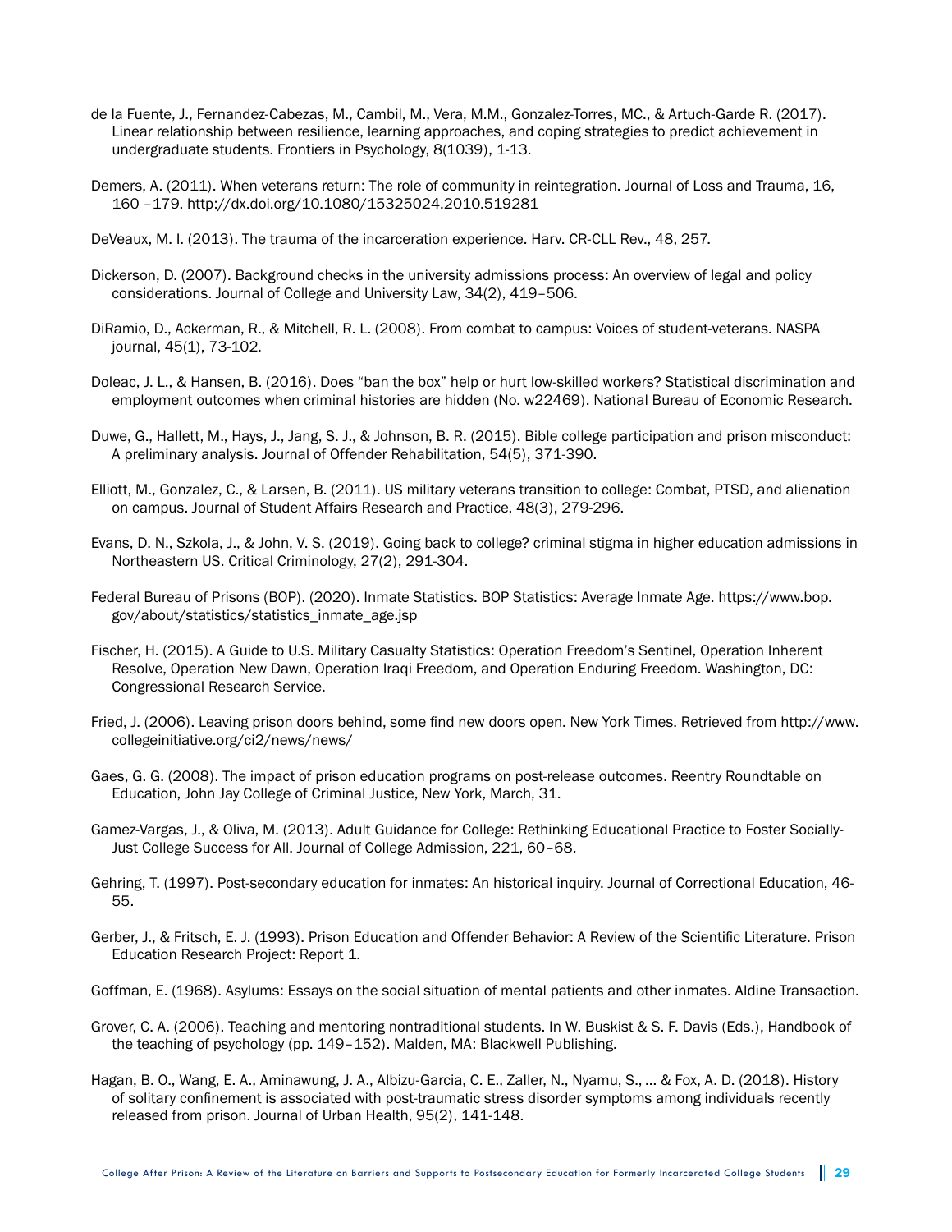de la Fuente, J., Fernandez-Cabezas, M., Cambil, M., Vera, M.M., Gonzalez-Torres, MC., & Artuch-Garde R. (2017). Linear relationship between resilience, learning approaches, and coping strategies to predict achievement in undergraduate students. Frontiers in Psychology, 8(1039), 1-13.

Demers, A. (2011). When veterans return: The role of community in reintegration. Journal of Loss and Trauma, 16, 160 –179. http://dx.doi.org/10.1080/15325024.2010.519281

DeVeaux, M. I. (2013). The trauma of the incarceration experience. Harv. CR-CLL Rev., 48, 257.

Dickerson, D. (2007). Background checks in the university admissions process: An overview of legal and policy considerations. Journal of College and University Law, 34(2), 419–506.

DiRamio, D., Ackerman, R., & Mitchell, R. L. (2008). From combat to campus: Voices of student-veterans. NASPA journal, 45(1), 73-102.

Doleac, J. L., & Hansen, B. (2016). Does "ban the box" help or hurt low-skilled workers? Statistical discrimination and employment outcomes when criminal histories are hidden (No. w22469). National Bureau of Economic Research.

Duwe, G., Hallett, M., Hays, J., Jang, S. J., & Johnson, B. R. (2015). Bible college participation and prison misconduct: A preliminary analysis. Journal of Offender Rehabilitation, 54(5), 371-390.

Elliott, M., Gonzalez, C., & Larsen, B. (2011). US military veterans transition to college: Combat, PTSD, and alienation on campus. Journal of Student Affairs Research and Practice, 48(3), 279-296.

Evans, D. N., Szkola, J., & John, V. S. (2019). Going back to college? criminal stigma in higher education admissions in Northeastern US. Critical Criminology, 27(2), 291-304.

Federal Bureau of Prisons (BOP). (2020). Inmate Statistics. BOP Statistics: Average Inmate Age. https://www.bop.gov/about/statistics/statistics_inmate_age.jsp

Fischer, H. (2015). A Guide to U.S. Military Casualty Statistics: Operation Freedom's Sentinel, Operation Inherent Resolve, Operation New Dawn, Operation Iraqi Freedom, and Operation Enduring Freedom. Washington, DC: Congressional Research Service.

Fried, J. (2006). Leaving prison doors behind, some find new doors open. New York Times. Retrieved from http://www.collegeinitiative.org/ci2/news/news/

Gaes, G. G. (2008). The impact of prison education programs on post-release outcomes. Reentry Roundtable on Education, John Jay College of Criminal Justice, New York, March, 31.

Gamez-Vargas, J., & Oliva, M. (2013). Adult Guidance for College: Rethinking Educational Practice to Foster Socially-Just College Success for All. Journal of College Admission, 221, 60–68.

Gehring, T. (1997). Post-secondary education for inmates: An historical inquiry. Journal of Correctional Education, 46-55.

Gerber, J., & Fritsch, E. J. (1993). Prison Education and Offender Behavior: A Review of the Scientific Literature. Prison Education Research Project: Report 1.

Goffman, E. (1968). Asylums: Essays on the social situation of mental patients and other inmates. Aldine Transaction.

Grover, C. A. (2006). Teaching and mentoring nontraditional students. In W. Buskist & S. F. Davis (Eds.), Handbook of the teaching of psychology (pp. 149–152). Malden, MA: Blackwell Publishing.

Hagan, B. O., Wang, E. A., Aminawung, J. A., Albizu-Garcia, C. E., Zaller, N., Nyamu, S., ... & Fox, A. D. (2018). History of solitary confinement is associated with post-traumatic stress disorder symptoms among individuals recently released from prison. Journal of Urban Health, 95(2), 141-148.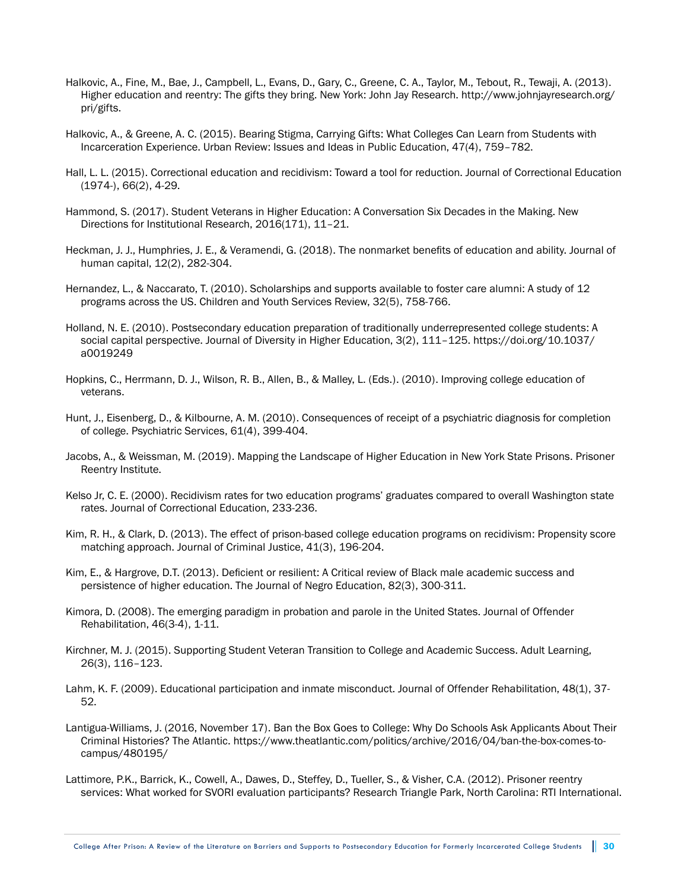Halkovic, A., Fine, M., Bae, J., Campbell, L., Evans, D., Gary, C., Greene, C. A., Taylor, M., Tebout, R., Tewaji, A. (2013). Higher education and reentry: The gifts they bring. New York: John Jay Research. http://www.johnjayresearch.org/pri/gifts.

Halkovic, A., & Greene, A. C. (2015). Bearing Stigma, Carrying Gifts: What Colleges Can Learn from Students with Incarceration Experience. Urban Review: Issues and Ideas in Public Education, 47(4), 759–782.

Hall, L. L. (2015). Correctional education and recidivism: Toward a tool for reduction. Journal of Correctional Education (1974-), 66(2), 4-29.

Hammond, S. (2017). Student Veterans in Higher Education: A Conversation Six Decades in the Making. New Directions for Institutional Research, 2016(171), 11–21.

Heckman, J. J., Humphries, J. E., & Veramendi, G. (2018). The nonmarket benefits of education and ability. Journal of human capital, 12(2), 282-304.

Hernandez, L., & Naccarato, T. (2010). Scholarships and supports available to foster care alumni: A study of 12 programs across the US. Children and Youth Services Review, 32(5), 758-766.

Holland, N. E. (2010). Postsecondary education preparation of traditionally underrepresented college students: A social capital perspective. Journal of Diversity in Higher Education, 3(2), 111–125. https://doi.org/10.1037/a0019249

Hopkins, C., Herrmann, D. J., Wilson, R. B., Allen, B., & Malley, L. (Eds.). (2010). Improving college education of veterans.

Hunt, J., Eisenberg, D., & Kilbourne, A. M. (2010). Consequences of receipt of a psychiatric diagnosis for completion of college. Psychiatric Services, 61(4), 399-404.

Jacobs, A., & Weissman, M. (2019). Mapping the Landscape of Higher Education in New York State Prisons. Prisoner Reentry Institute.

Kelso Jr, C. E. (2000). Recidivism rates for two education programs' graduates compared to overall Washington state rates. Journal of Correctional Education, 233-236.

Kim, R. H., & Clark, D. (2013). The effect of prison-based college education programs on recidivism: Propensity score matching approach. Journal of Criminal Justice, 41(3), 196-204.

Kim, E., & Hargrove, D.T. (2013). Deficient or resilient: A Critical review of Black male academic success and persistence of higher education. The Journal of Negro Education, 82(3), 300-311.

Kimora, D. (2008). The emerging paradigm in probation and parole in the United States. Journal of Offender Rehabilitation, 46(3-4), 1-11.

Kirchner, M. J. (2015). Supporting Student Veteran Transition to College and Academic Success. Adult Learning, 26(3), 116–123.

Lahm, K. F. (2009). Educational participation and inmate misconduct. Journal of Offender Rehabilitation, 48(1), 37-52.

Lantigua-Williams, J. (2016, November 17). Ban the Box Goes to College: Why Do Schools Ask Applicants About Their Criminal Histories? The Atlantic. https://www.theatlantic.com/politics/archive/2016/04/ban-the-box-comes-to-campus/480195/

Lattimore, P.K., Barrick, K., Cowell, A., Dawes, D., Steffey, D., Tueller, S., & Visher, C.A. (2012). Prisoner reentry services: What worked for SVORI evaluation participants? Research Triangle Park, North Carolina: RTI International.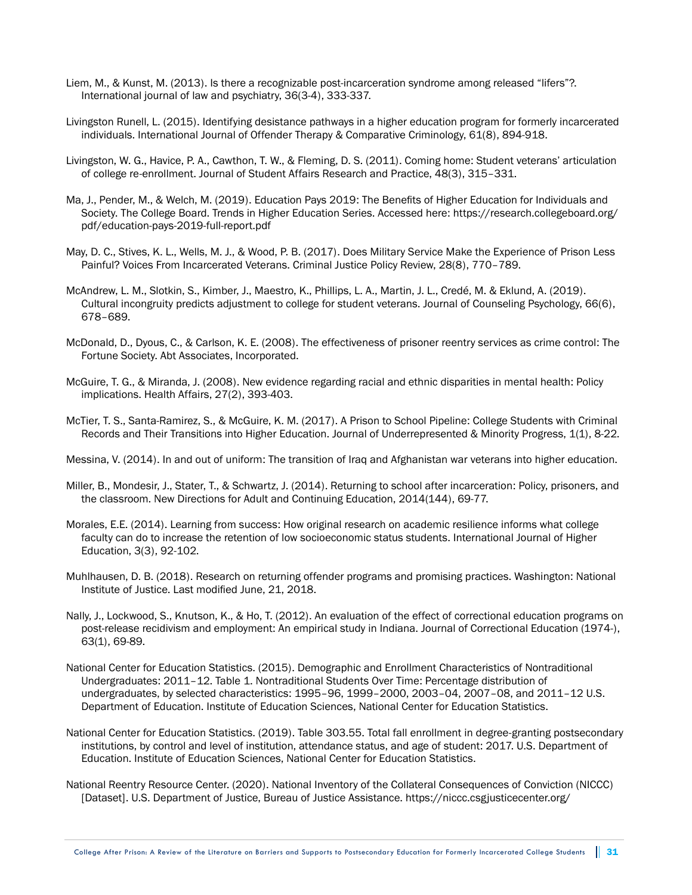Liem, M., & Kunst, M. (2013). Is there a recognizable post-incarceration syndrome among released "lifers"?. International journal of law and psychiatry, 36(3-4), 333-337.

Livingston Runell, L. (2015). Identifying desistance pathways in a higher education program for formerly incarcerated individuals. International Journal of Offender Therapy & Comparative Criminology, 61(8), 894-918.

Livingston, W. G., Havice, P. A., Cawthon, T. W., & Fleming, D. S. (2011). Coming home: Student veterans' articulation of college re-enrollment. Journal of Student Affairs Research and Practice, 48(3), 315–331.

Ma, J., Pender, M., & Welch, M. (2019). Education Pays 2019: The Benefits of Higher Education for Individuals and Society. The College Board. Trends in Higher Education Series. Accessed here: https://research.collegeboard.org/pdf/education-pays-2019-full-report.pdf

May, D. C., Stives, K. L., Wells, M. J., & Wood, P. B. (2017). Does Military Service Make the Experience of Prison Less Painful? Voices From Incarcerated Veterans. Criminal Justice Policy Review, 28(8), 770–789.

McAndrew, L. M., Slotkin, S., Kimber, J., Maestro, K., Phillips, L. A., Martin, J. L., Credé, M. & Eklund, A. (2019). Cultural incongruity predicts adjustment to college for student veterans. Journal of Counseling Psychology, 66(6), 678–689.

McDonald, D., Dyous, C., & Carlson, K. E. (2008). The effectiveness of prisoner reentry services as crime control: The Fortune Society. Abt Associates, Incorporated.

McGuire, T. G., & Miranda, J. (2008). New evidence regarding racial and ethnic disparities in mental health: Policy implications. Health Affairs, 27(2), 393-403.

McTier, T. S., Santa-Ramirez, S., & McGuire, K. M. (2017). A Prison to School Pipeline: College Students with Criminal Records and Their Transitions into Higher Education. Journal of Underrepresented & Minority Progress, 1(1), 8-22.

Messina, V. (2014). In and out of uniform: The transition of Iraq and Afghanistan war veterans into higher education.

Miller, B., Mondesir, J., Stater, T., & Schwartz, J. (2014). Returning to school after incarceration: Policy, prisoners, and the classroom. New Directions for Adult and Continuing Education, 2014(144), 69-77.

Morales, E.E. (2014). Learning from success: How original research on academic resilience informs what college faculty can do to increase the retention of low socioeconomic status students. International Journal of Higher Education, 3(3), 92-102.

Muhlhausen, D. B. (2018). Research on returning offender programs and promising practices. Washington: National Institute of Justice. Last modified June, 21, 2018.

Nally, J., Lockwood, S., Knutson, K., & Ho, T. (2012). An evaluation of the effect of correctional education programs on post-release recidivism and employment: An empirical study in Indiana. Journal of Correctional Education (1974-), 63(1), 69-89.

National Center for Education Statistics. (2015). Demographic and Enrollment Characteristics of Nontraditional Undergraduates: 2011–12. Table 1. Nontraditional Students Over Time: Percentage distribution of undergraduates, by selected characteristics: 1995–96, 1999–2000, 2003–04, 2007–08, and 2011–12 U.S. Department of Education. Institute of Education Sciences, National Center for Education Statistics.

National Center for Education Statistics. (2019). Table 303.55. Total fall enrollment in degree-granting postsecondary institutions, by control and level of institution, attendance status, and age of student: 2017. U.S. Department of Education. Institute of Education Sciences, National Center for Education Statistics.

National Reentry Resource Center. (2020). National Inventory of the Collateral Consequences of Conviction (NICCC) [Dataset]. U.S. Department of Justice, Bureau of Justice Assistance. https://niccc.csgjusticecenter.org/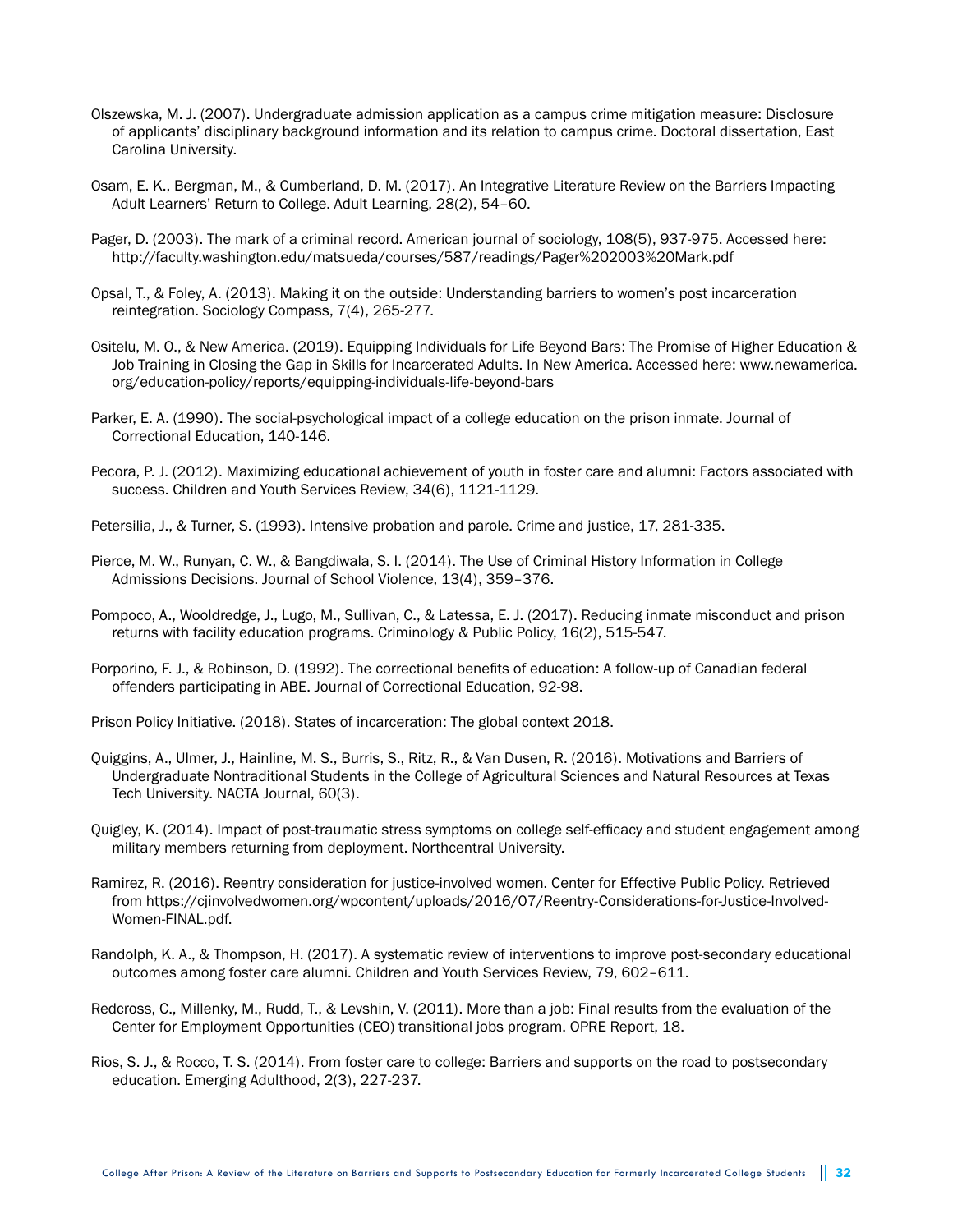Olszewska, M. J. (2007). Undergraduate admission application as a campus crime mitigation measure: Disclosure of applicants' disciplinary background information and its relation to campus crime. Doctoral dissertation, East Carolina University.

Osam, E. K., Bergman, M., & Cumberland, D. M. (2017). An Integrative Literature Review on the Barriers Impacting Adult Learners' Return to College. Adult Learning, 28(2), 54–60.

Pager, D. (2003). The mark of a criminal record. American journal of sociology, 108(5), 937-975. Accessed here: http://faculty.washington.edu/matsueda/courses/587/readings/Pager%202003%20Mark.pdf

Opsal, T., & Foley, A. (2013). Making it on the outside: Understanding barriers to women's post incarceration reintegration. Sociology Compass, 7(4), 265-277.

Ositelu, M. O., & New America. (2019). Equipping Individuals for Life Beyond Bars: The Promise of Higher Education & Job Training in Closing the Gap in Skills for Incarcerated Adults. In New America. Accessed here: www.newamerica.org/education-policy/reports/equipping-individuals-life-beyond-bars

Parker, E. A. (1990). The social-psychological impact of a college education on the prison inmate. Journal of Correctional Education, 140-146.

Pecora, P. J. (2012). Maximizing educational achievement of youth in foster care and alumni: Factors associated with success. Children and Youth Services Review, 34(6), 1121-1129.

Petersilia, J., & Turner, S. (1993). Intensive probation and parole. Crime and justice, 17, 281-335.

Pierce, M. W., Runyan, C. W., & Bangdiwala, S. I. (2014). The Use of Criminal History Information in College Admissions Decisions. Journal of School Violence, 13(4), 359–376.

Pompoco, A., Wooldredge, J., Lugo, M., Sullivan, C., & Latessa, E. J. (2017). Reducing inmate misconduct and prison returns with facility education programs. Criminology & Public Policy, 16(2), 515-547.

Porporino, F. J., & Robinson, D. (1992). The correctional benefits of education: A follow-up of Canadian federal offenders participating in ABE. Journal of Correctional Education, 92-98.

Prison Policy Initiative. (2018). States of incarceration: The global context 2018.

Quiggins, A., Ulmer, J., Hainline, M. S., Burris, S., Ritz, R., & Van Dusen, R. (2016). Motivations and Barriers of Undergraduate Nontraditional Students in the College of Agricultural Sciences and Natural Resources at Texas Tech University. NACTA Journal, 60(3).

Quigley, K. (2014). Impact of post-traumatic stress symptoms on college self-efficacy and student engagement among military members returning from deployment. Northcentral University.

Ramirez, R. (2016). Reentry consideration for justice-involved women. Center for Effective Public Policy. Retrieved from https://cjinvolvedwomen.org/wpcontent/uploads/2016/07/Reentry-Considerations-for-Justice-Involved-Women-FINAL.pdf.

Randolph, K. A., & Thompson, H. (2017). A systematic review of interventions to improve post-secondary educational outcomes among foster care alumni. Children and Youth Services Review, 79, 602–611.

Redcross, C., Millenky, M., Rudd, T., & Levshin, V. (2011). More than a job: Final results from the evaluation of the Center for Employment Opportunities (CEO) transitional jobs program. OPRE Report, 18.

Rios, S. J., & Rocco, T. S. (2014). From foster care to college: Barriers and supports on the road to postsecondary education. Emerging Adulthood, 2(3), 227-237.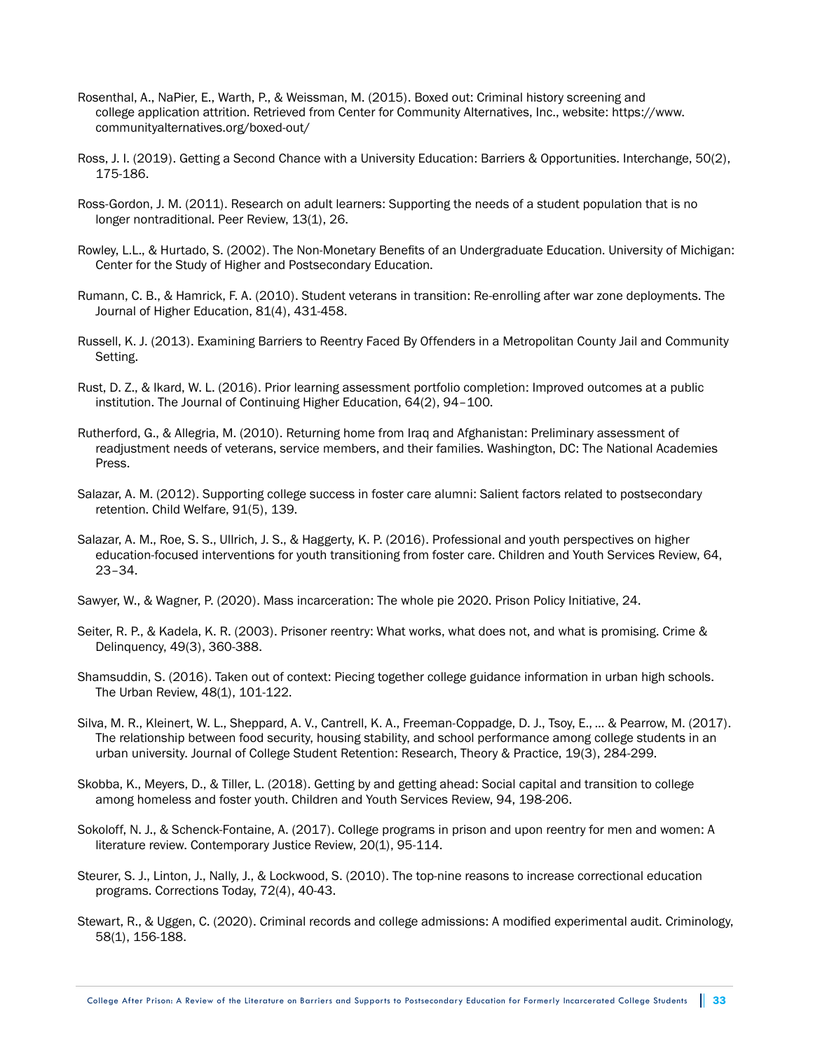Rosenthal, A., NaPier, E., Warth, P., & Weissman, M. (2015). Boxed out: Criminal history screening and college application attrition. Retrieved from Center for Community Alternatives, Inc., website: https://www.communityalternatives.org/boxed-out/

Ross, J. I. (2019). Getting a Second Chance with a University Education: Barriers & Opportunities. Interchange, 50(2), 175-186.

Ross-Gordon, J. M. (2011). Research on adult learners: Supporting the needs of a student population that is no longer nontraditional. Peer Review, 13(1), 26.

Rowley, L.L., & Hurtado, S. (2002). The Non-Monetary Benefits of an Undergraduate Education. University of Michigan: Center for the Study of Higher and Postsecondary Education.

Rumann, C. B., & Hamrick, F. A. (2010). Student veterans in transition: Re-enrolling after war zone deployments. The Journal of Higher Education, 81(4), 431-458.

Russell, K. J. (2013). Examining Barriers to Reentry Faced By Offenders in a Metropolitan County Jail and Community Setting.

Rust, D. Z., & Ikard, W. L. (2016). Prior learning assessment portfolio completion: Improved outcomes at a public institution. The Journal of Continuing Higher Education, 64(2), 94–100.

Rutherford, G., & Allegria, M. (2010). Returning home from Iraq and Afghanistan: Preliminary assessment of readjustment needs of veterans, service members, and their families. Washington, DC: The National Academies Press.

Salazar, A. M. (2012). Supporting college success in foster care alumni: Salient factors related to postsecondary retention. Child Welfare, 91(5), 139.

Salazar, A. M., Roe, S. S., Ullrich, J. S., & Haggerty, K. P. (2016). Professional and youth perspectives on higher education-focused interventions for youth transitioning from foster care. Children and Youth Services Review, 64, 23–34.

Sawyer, W., & Wagner, P. (2020). Mass incarceration: The whole pie 2020. Prison Policy Initiative, 24.

Seiter, R. P., & Kadela, K. R. (2003). Prisoner reentry: What works, what does not, and what is promising. Crime & Delinquency, 49(3), 360-388.

Shamsuddin, S. (2016). Taken out of context: Piecing together college guidance information in urban high schools. The Urban Review, 48(1), 101-122.

Silva, M. R., Kleinert, W. L., Sheppard, A. V., Cantrell, K. A., Freeman-Coppadge, D. J., Tsoy, E., ... & Pearrow, M. (2017). The relationship between food security, housing stability, and school performance among college students in an urban university. Journal of College Student Retention: Research, Theory & Practice, 19(3), 284-299.

Skobba, K., Meyers, D., & Tiller, L. (2018). Getting by and getting ahead: Social capital and transition to college among homeless and foster youth. Children and Youth Services Review, 94, 198-206.

Sokoloff, N. J., & Schenck-Fontaine, A. (2017). College programs in prison and upon reentry for men and women: A literature review. Contemporary Justice Review, 20(1), 95-114.

Steurer, S. J., Linton, J., Nally, J., & Lockwood, S. (2010). The top-nine reasons to increase correctional education programs. Corrections Today, 72(4), 40-43.

Stewart, R., & Uggen, C. (2020). Criminal records and college admissions: A modified experimental audit. Criminology, 58(1), 156-188.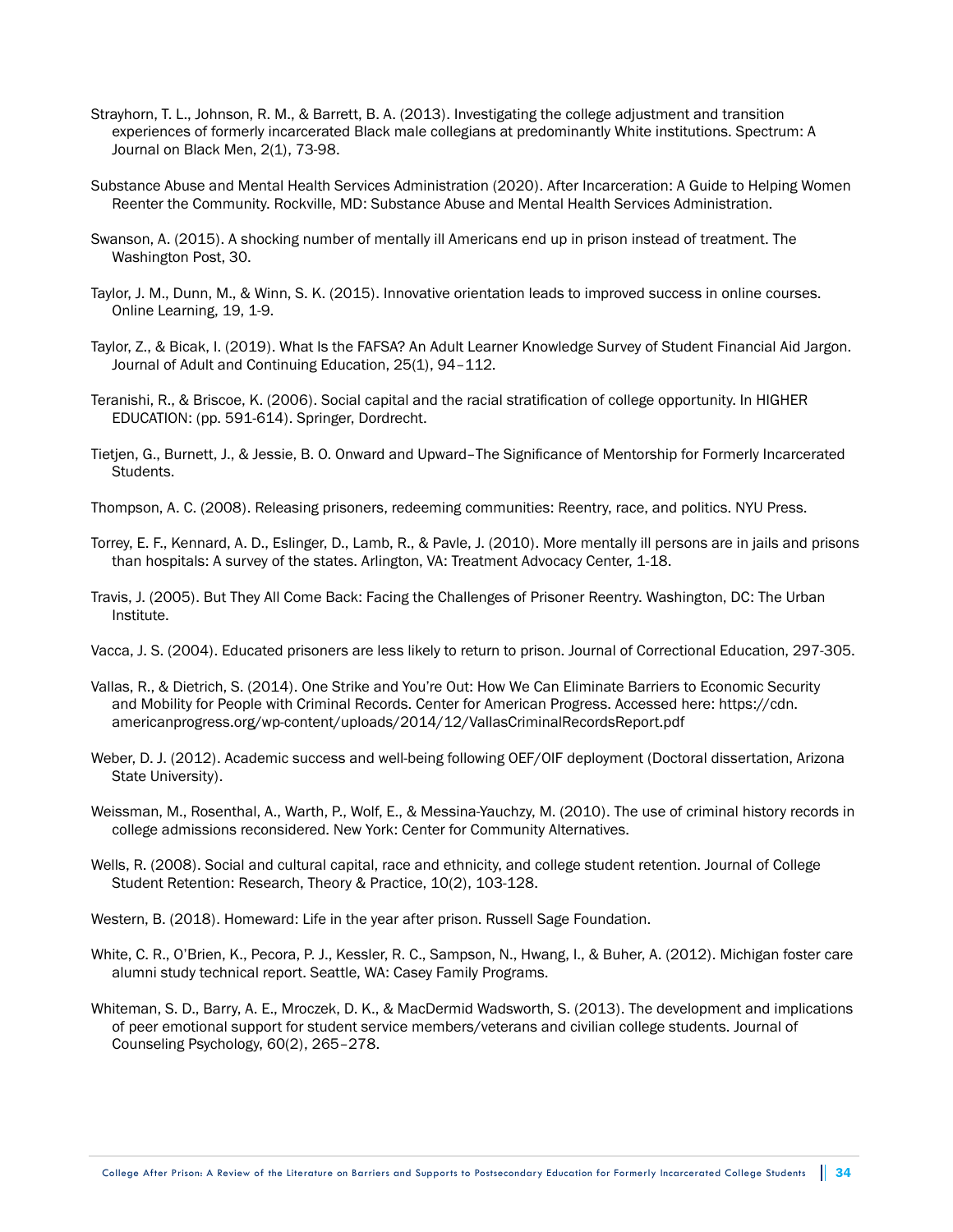Strayhorn, T. L., Johnson, R. M., & Barrett, B. A. (2013). Investigating the college adjustment and transition experiences of formerly incarcerated Black male collegians at predominantly White institutions. Spectrum: A Journal on Black Men, 2(1), 73-98.

Substance Abuse and Mental Health Services Administration (2020). After Incarceration: A Guide to Helping Women Reenter the Community. Rockville, MD: Substance Abuse and Mental Health Services Administration.

Swanson, A. (2015). A shocking number of mentally ill Americans end up in prison instead of treatment. The Washington Post, 30.

Taylor, J. M., Dunn, M., & Winn, S. K. (2015). Innovative orientation leads to improved success in online courses. Online Learning, 19, 1-9.

Taylor, Z., & Bicak, I. (2019). What Is the FAFSA? An Adult Learner Knowledge Survey of Student Financial Aid Jargon. Journal of Adult and Continuing Education, 25(1), 94–112.

Teranishi, R., & Briscoe, K. (2006). Social capital and the racial stratification of college opportunity. In HIGHER EDUCATION: (pp. 591-614). Springer, Dordrecht.

Tietjen, G., Burnett, J., & Jessie, B. O. Onward and Upward–The Significance of Mentorship for Formerly Incarcerated Students.

Thompson, A. C. (2008). Releasing prisoners, redeeming communities: Reentry, race, and politics. NYU Press.

Torrey, E. F., Kennard, A. D., Eslinger, D., Lamb, R., & Pavle, J. (2010). More mentally ill persons are in jails and prisons than hospitals: A survey of the states. Arlington, VA: Treatment Advocacy Center, 1-18.

Travis, J. (2005). But They All Come Back: Facing the Challenges of Prisoner Reentry. Washington, DC: The Urban Institute.

Vacca, J. S. (2004). Educated prisoners are less likely to return to prison. Journal of Correctional Education, 297-305.

Vallas, R., & Dietrich, S. (2014). One Strike and You're Out: How We Can Eliminate Barriers to Economic Security and Mobility for People with Criminal Records. Center for American Progress. Accessed here: https://cdn.americanprogress.org/wp-content/uploads/2014/12/VallasCriminalRecordsReport.pdf

Weber, D. J. (2012). Academic success and well-being following OEF/OIF deployment (Doctoral dissertation, Arizona State University).

Weissman, M., Rosenthal, A., Warth, P., Wolf, E., & Messina-Yauchzy, M. (2010). The use of criminal history records in college admissions reconsidered. New York: Center for Community Alternatives.

Wells, R. (2008). Social and cultural capital, race and ethnicity, and college student retention. Journal of College Student Retention: Research, Theory & Practice, 10(2), 103-128.

Western, B. (2018). Homeward: Life in the year after prison. Russell Sage Foundation.

White, C. R., O'Brien, K., Pecora, P. J., Kessler, R. C., Sampson, N., Hwang, I., & Buher, A. (2012). Michigan foster care alumni study technical report. Seattle, WA: Casey Family Programs.

Whiteman, S. D., Barry, A. E., Mroczek, D. K., & MacDermid Wadsworth, S. (2013). The development and implications of peer emotional support for student service members/veterans and civilian college students. Journal of Counseling Psychology, 60(2), 265–278.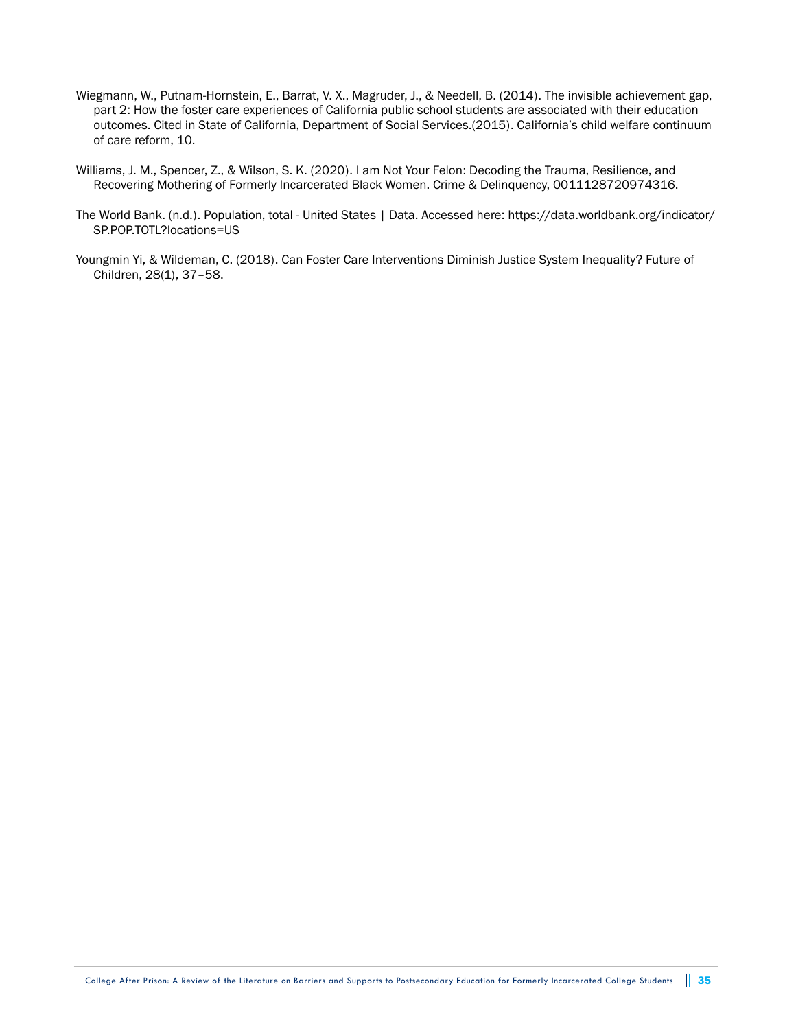Wiegmann, W., Putnam-Hornstein, E., Barrat, V. X., Magruder, J., & Needell, B. (2014). The invisible achievement gap, part 2: How the foster care experiences of California public school students are associated with their education outcomes. Cited in State of California, Department of Social Services.(2015). California's child welfare continuum of care reform, 10.

Williams, J. M., Spencer, Z., & Wilson, S. K. (2020). I am Not Your Felon: Decoding the Trauma, Resilience, and Recovering Mothering of Formerly Incarcerated Black Women. Crime & Delinquency, 0011128720974316.

The World Bank. (n.d.). Population, total - United States | Data. Accessed here: https://data.worldbank.org/indicator/SP.POP.TOTL?locations=US

Youngmin Yi, & Wildeman, C. (2018). Can Foster Care Interventions Diminish Justice System Inequality? Future of Children, 28(1), 37–58.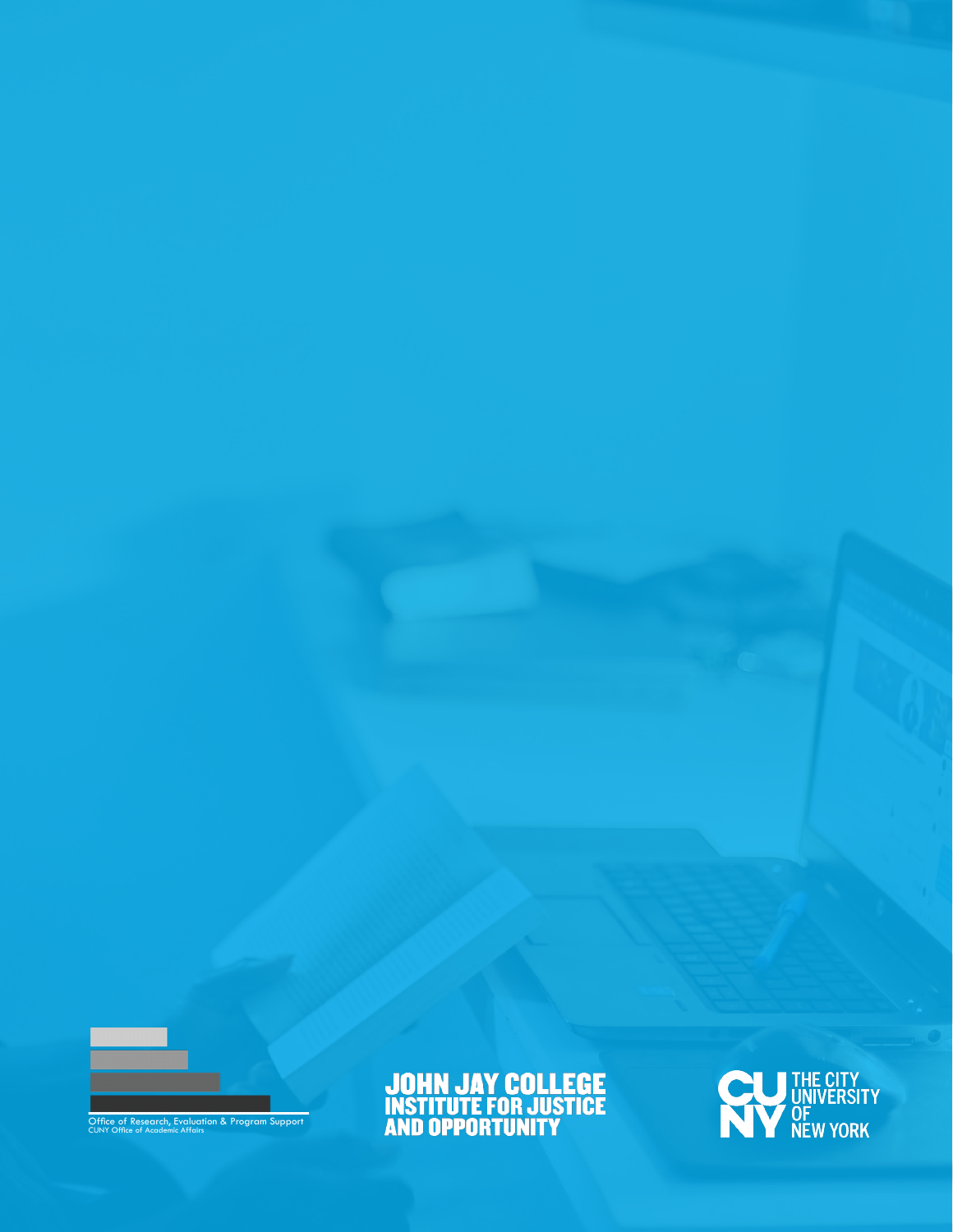Office of Research, Evaluation & Program Support
CUNY Office of Academic Affairs

JOHN JAY COLLEGE
INSTITUTE FOR JUSTICE
AND OPPORTUNITY

THE CITY
UNIVERSITY
OF
NEW YORK